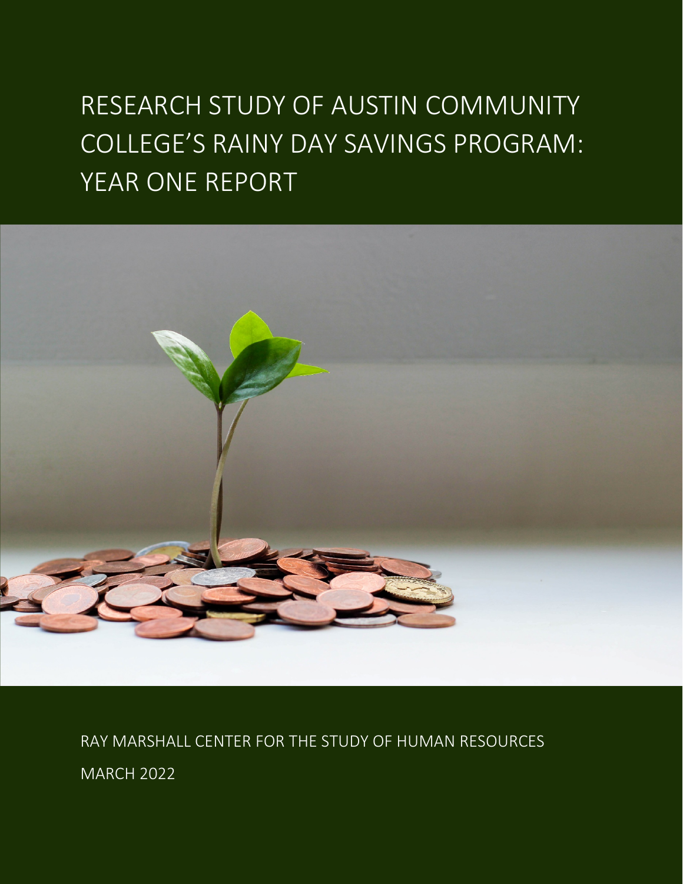# RESEARCH STUDY OF AUSTIN COMMUNITY COLLEGE'S RAINY DAY SAVINGS PROGRAM: YEAR ONE REPORT

RAY MARSHALL CENTER FOR THE STUDY OF HUMAN RESOURCES

MARCH 2022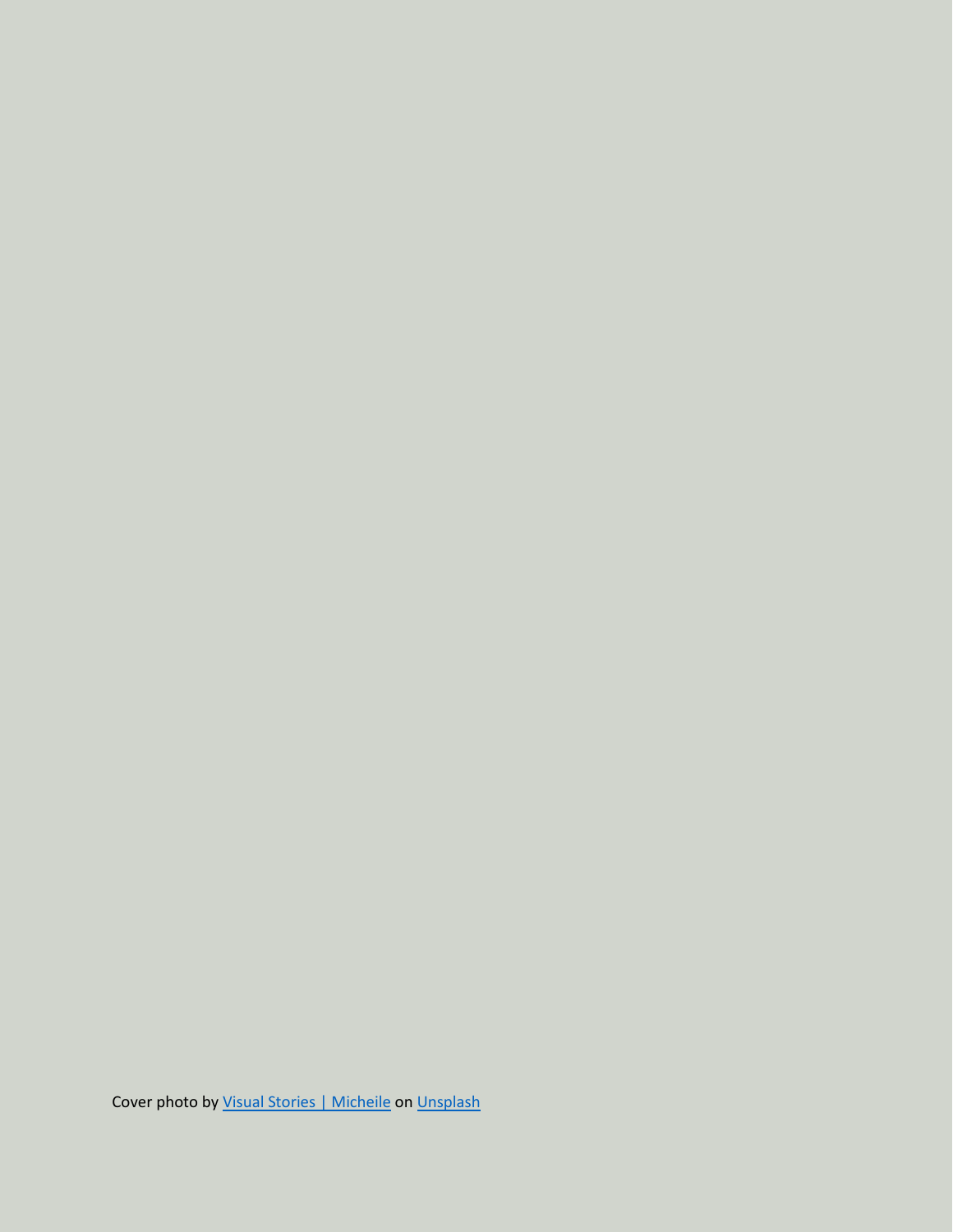Cover photo by [Visual Stories | Micheile](#) on [Unsplash](#)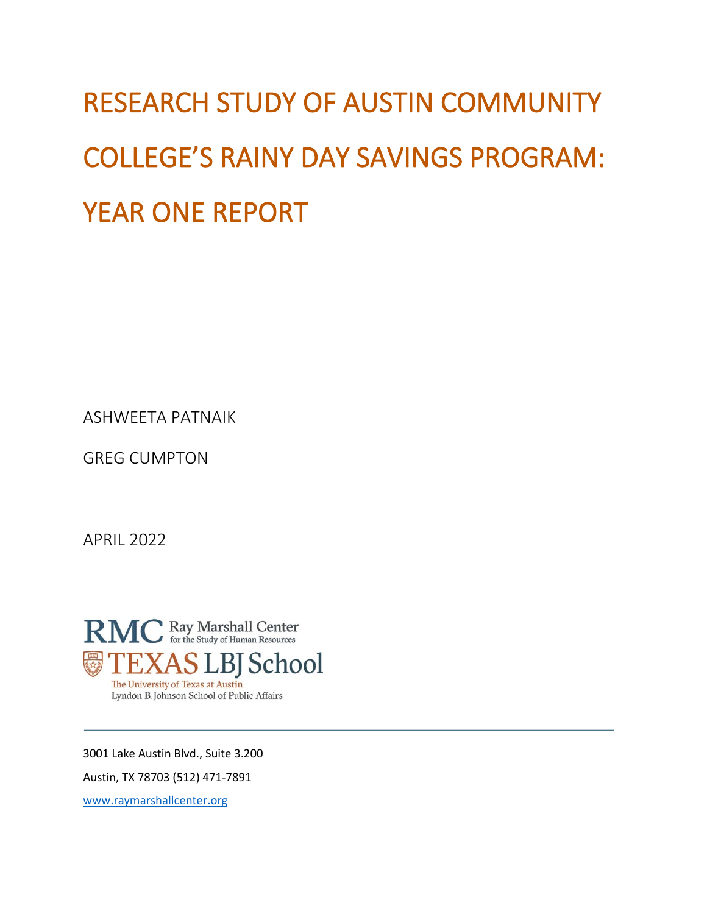# RESEARCH STUDY OF AUSTIN COMMUNITY COLLEGE'S RAINY DAY SAVINGS PROGRAM: YEAR ONE REPORT

ASHWEETA PATNAIK

GREG CUMPTON

APRIL 2022

RMC Ray Marshall Center for the Study of Human Resources

TEXAS LBJ School

The University of Texas at Austin

Lyndon B. Johnson School of Public Affairs

---

3001 Lake Austin Blvd., Suite 3.200

Austin, TX 78703 (512) 471-7891

www.raymarshallcenter.org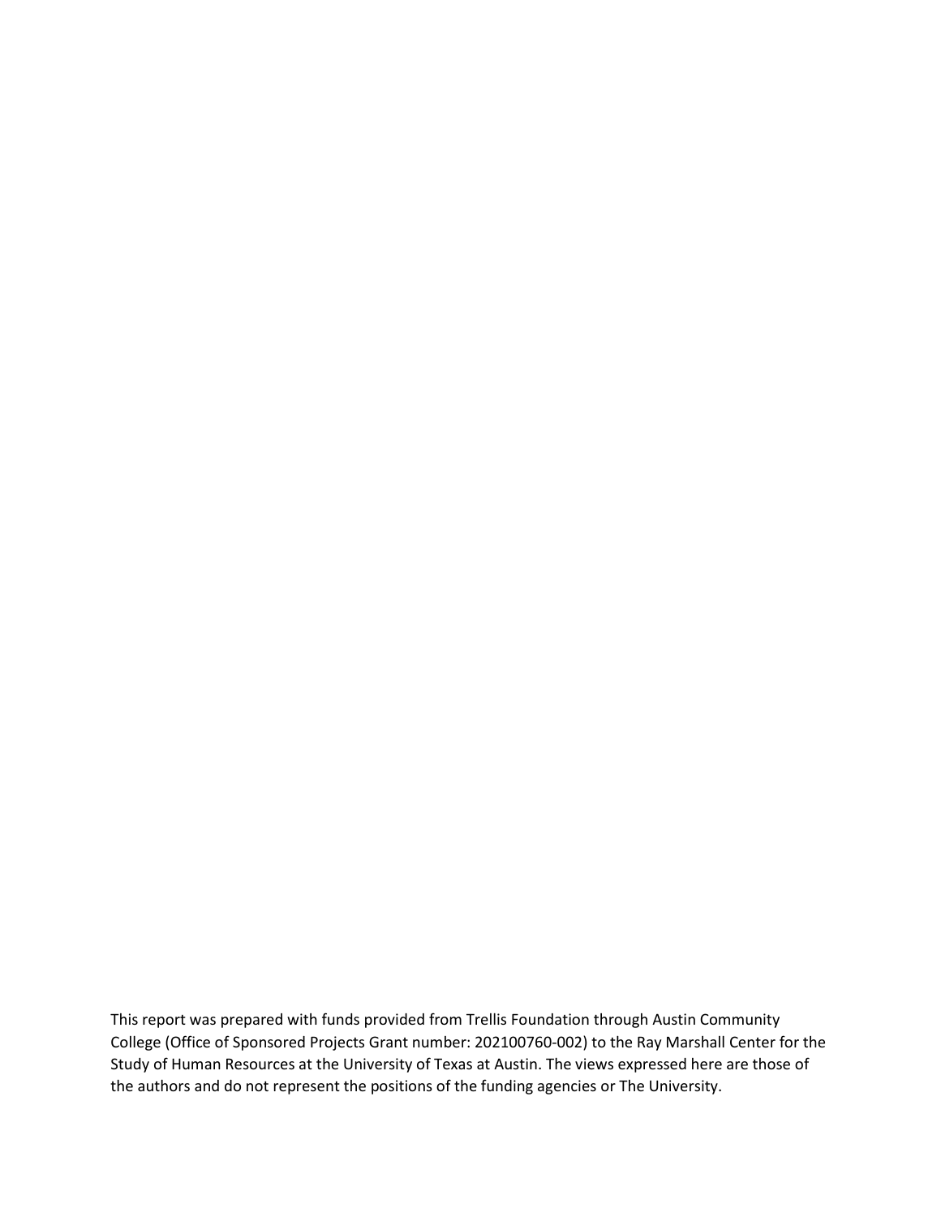This report was prepared with funds provided from Trellis Foundation through Austin Community College (Office of Sponsored Projects Grant number: 202100760-002) to the Ray Marshall Center for the Study of Human Resources at the University of Texas at Austin. The views expressed here are those of the authors and do not represent the positions of the funding agencies or The University.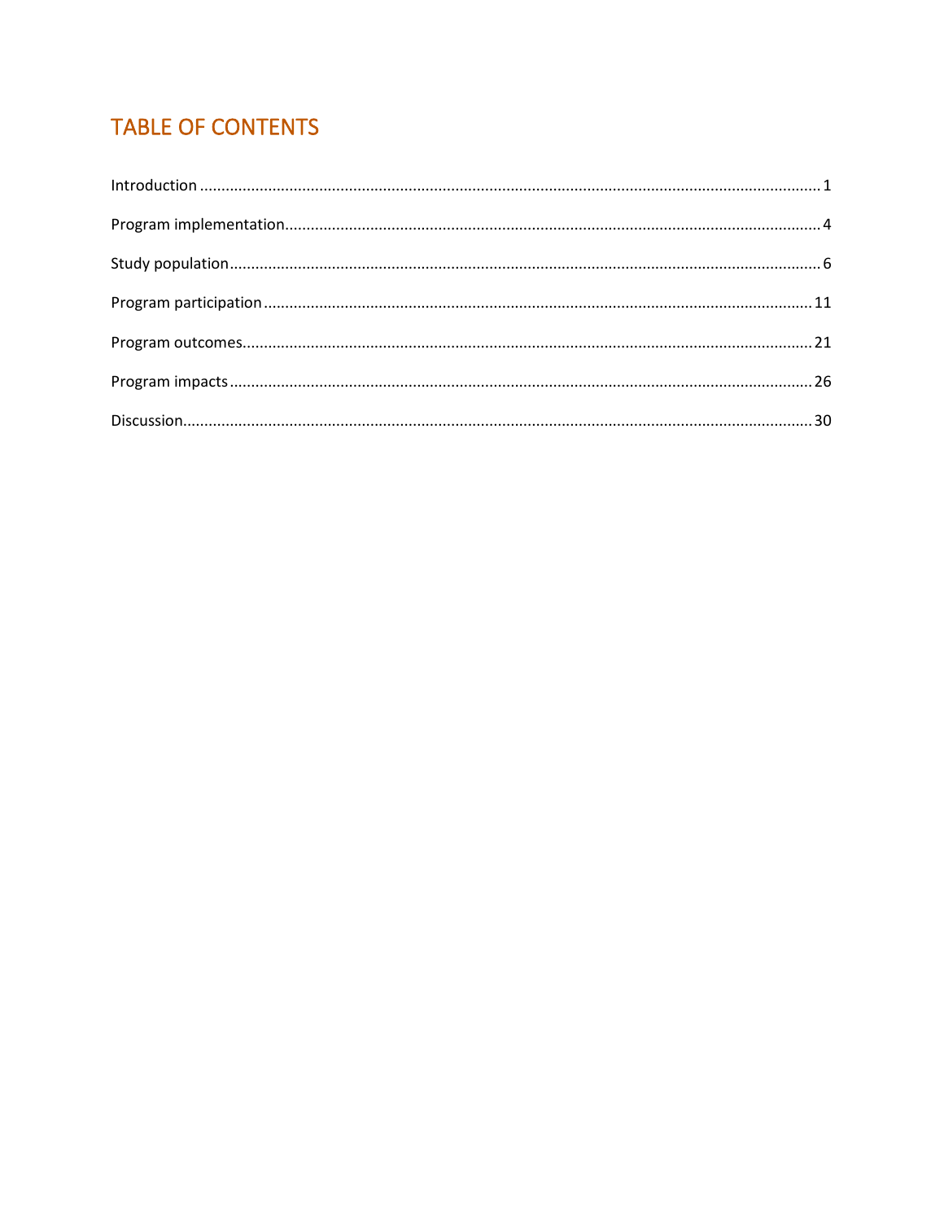# TABLE OF CONTENTS

Introduction ........................................................................................................................................ 1

Program implementation..................................................................................................................... 4

Study population .................................................................................................................................. 6

Program participation ........................................................................................................................ 11

Program outcomes............................................................................................................................. 21

Program impacts ................................................................................................................................ 26

Discussion............................................................................................................................................ 30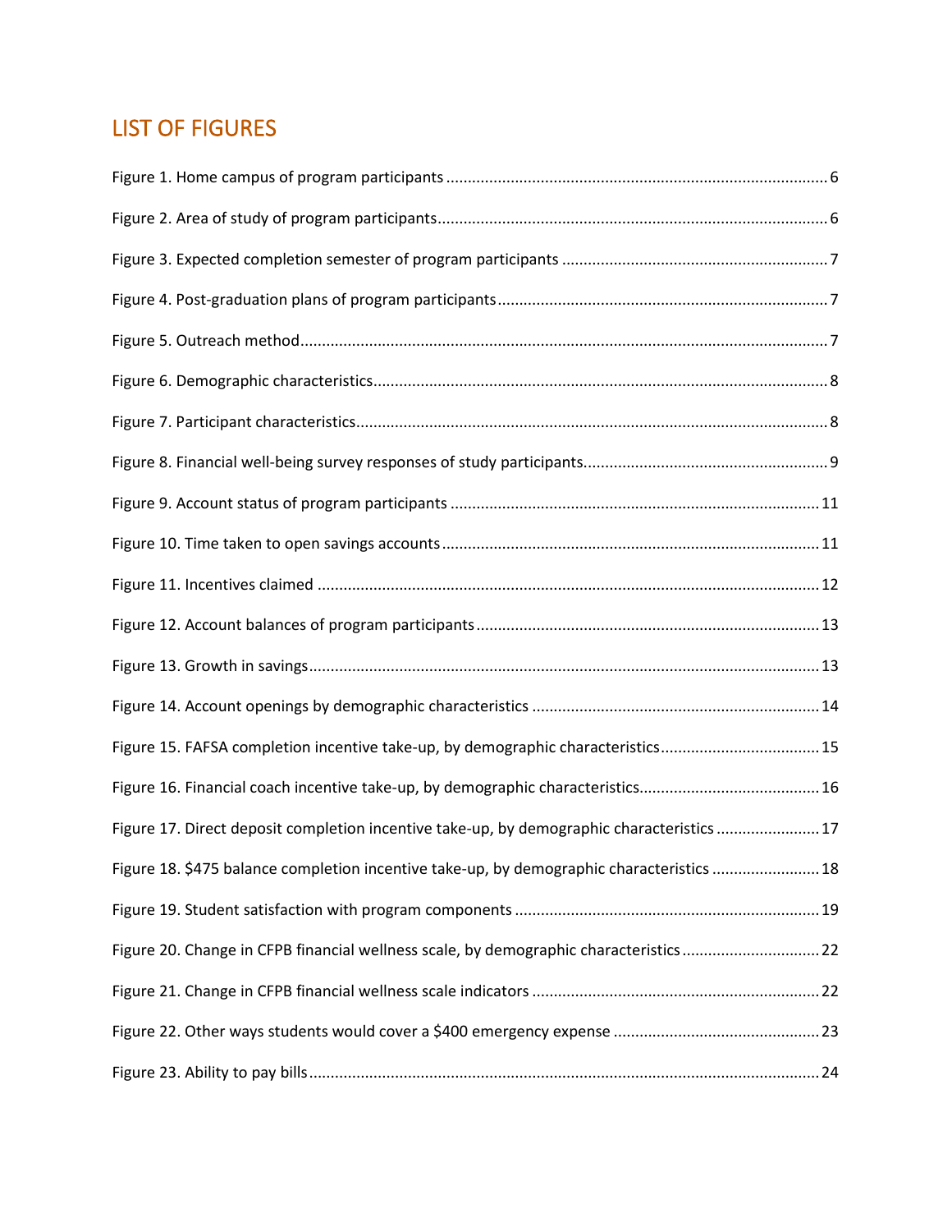## LIST OF FIGURES

Figure 1. Home campus of program participants ........................................................................................ 6

Figure 2. Area of study of program participants.......................................................................................... 6

Figure 3. Expected completion semester of program participants ............................................................. 7

Figure 4. Post-graduation plans of program participants............................................................................ 7

Figure 5. Outreach method.......................................................................................................................... 7

Figure 6. Demographic characteristics......................................................................................................... 8

Figure 7. Participant characteristics............................................................................................................. 8

Figure 8. Financial well-being survey responses of study participants........................................................ 9

Figure 9. Account status of program participants ..................................................................................... 11

Figure 10. Time taken to open savings accounts....................................................................................... 11

Figure 11. Incentives claimed .................................................................................................................... 12

Figure 12. Account balances of program participants............................................................................... 13

Figure 13. Growth in savings...................................................................................................................... 13

Figure 14. Account openings by demographic characteristics .................................................................. 14

Figure 15. FAFSA completion incentive take-up, by demographic characteristics.................................... 15

Figure 16. Financial coach incentive take-up, by demographic characteristics......................................... 16

Figure 17. Direct deposit completion incentive take-up, by demographic characteristics ........................ 17

Figure 18. $475 balance completion incentive take-up, by demographic characteristics ......................... 18

Figure 19. Student satisfaction with program components ...................................................................... 19

Figure 20. Change in CFPB financial wellness scale, by demographic characteristics................................ 22

Figure 21. Change in CFPB financial wellness scale indicators .................................................................. 22

Figure 22. Other ways students would cover a $400 emergency expense ................................................ 23

Figure 23. Ability to pay bills...................................................................................................................... 24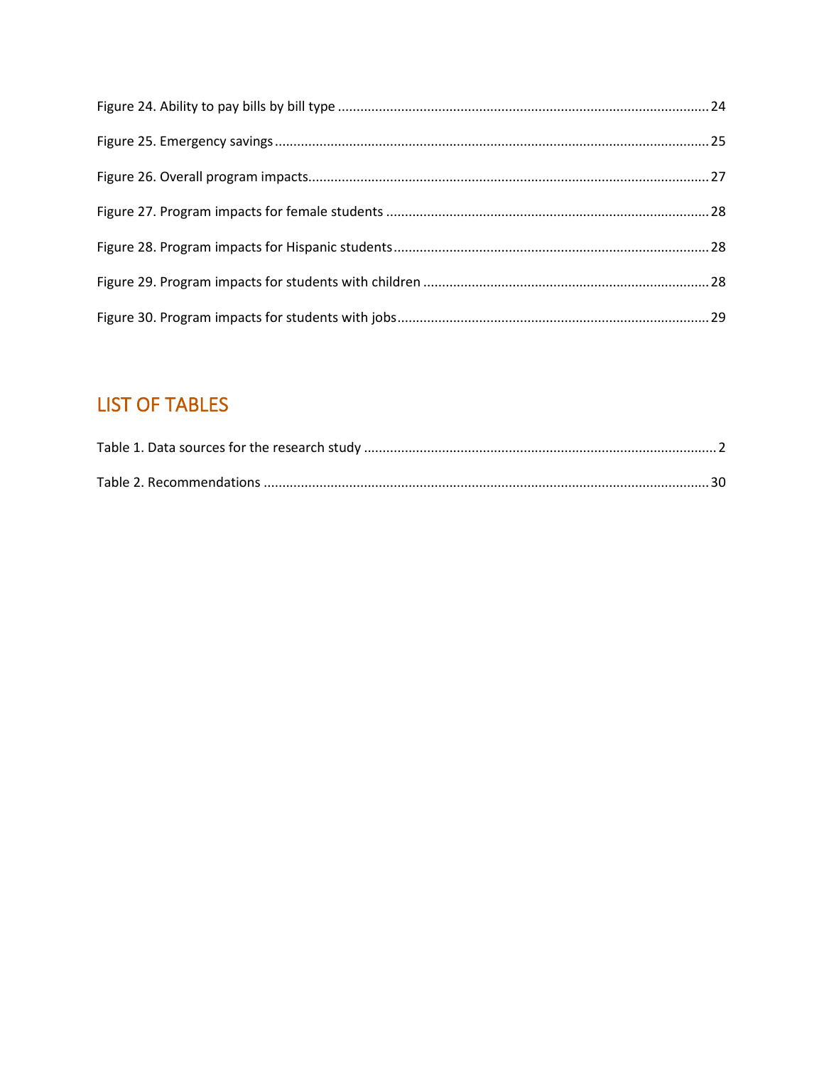Figure 24. Ability to pay bills by bill type ........................................................................................................ 24

Figure 25. Emergency savings ........................................................................................................................ 25

Figure 26. Overall program impacts ............................................................................................................. 27

Figure 27. Program impacts for female students .......................................................................................... 28

Figure 28. Program impacts for Hispanic students ........................................................................................ 28

Figure 29. Program impacts for students with children ................................................................................ 28

Figure 30. Program impacts for students with jobs ....................................................................................... 29

## LIST OF TABLES

Table 1. Data sources for the research study .................................................................................................. 2

Table 2. Recommendations ............................................................................................................................ 30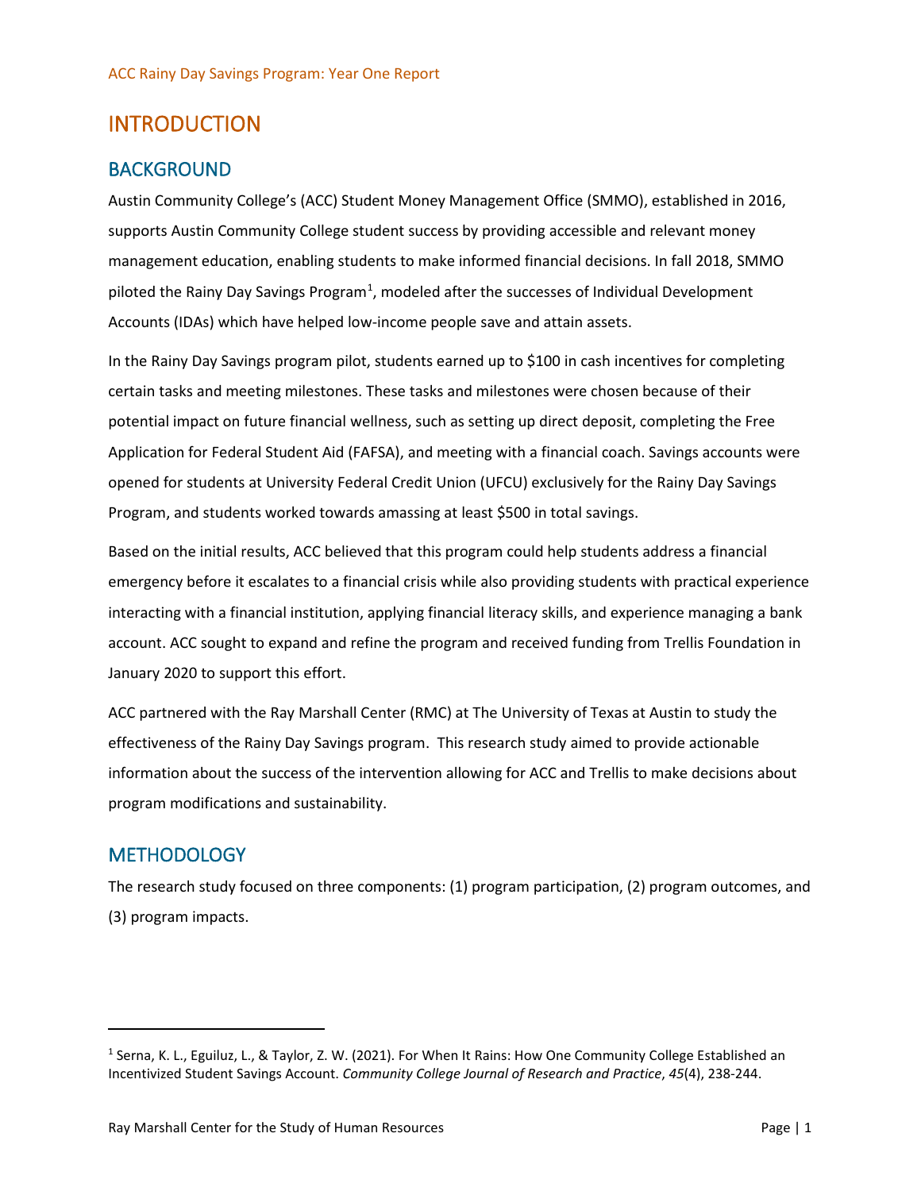# INTRODUCTION

## BACKGROUND

Austin Community College's (ACC) Student Money Management Office (SMMO), established in 2016, supports Austin Community College student success by providing accessible and relevant money management education, enabling students to make informed financial decisions. In fall 2018, SMMO piloted the Rainy Day Savings Program[1], modeled after the successes of Individual Development Accounts (IDAs) which have helped low-income people save and attain assets.

In the Rainy Day Savings program pilot, students earned up to $100 in cash incentives for completing certain tasks and meeting milestones. These tasks and milestones were chosen because of their potential impact on future financial wellness, such as setting up direct deposit, completing the Free Application for Federal Student Aid (FAFSA), and meeting with a financial coach. Savings accounts were opened for students at University Federal Credit Union (UFCU) exclusively for the Rainy Day Savings Program, and students worked towards amassing at least $500 in total savings.

Based on the initial results, ACC believed that this program could help students address a financial emergency before it escalates to a financial crisis while also providing students with practical experience interacting with a financial institution, applying financial literacy skills, and experience managing a bank account. ACC sought to expand and refine the program and received funding from Trellis Foundation in January 2020 to support this effort.

ACC partnered with the Ray Marshall Center (RMC) at The University of Texas at Austin to study the effectiveness of the Rainy Day Savings program. This research study aimed to provide actionable information about the success of the intervention allowing for ACC and Trellis to make decisions about program modifications and sustainability.

## METHODOLOGY

The research study focused on three components: (1) program participation, (2) program outcomes, and (3) program impacts.

---

[1] Serna, K. L., Eguiluz, L., & Taylor, Z. W. (2021). For When It Rains: How One Community College Established an Incentivized Student Savings Account. *Community College Journal of Research and Practice*, *45*(4), 238-244.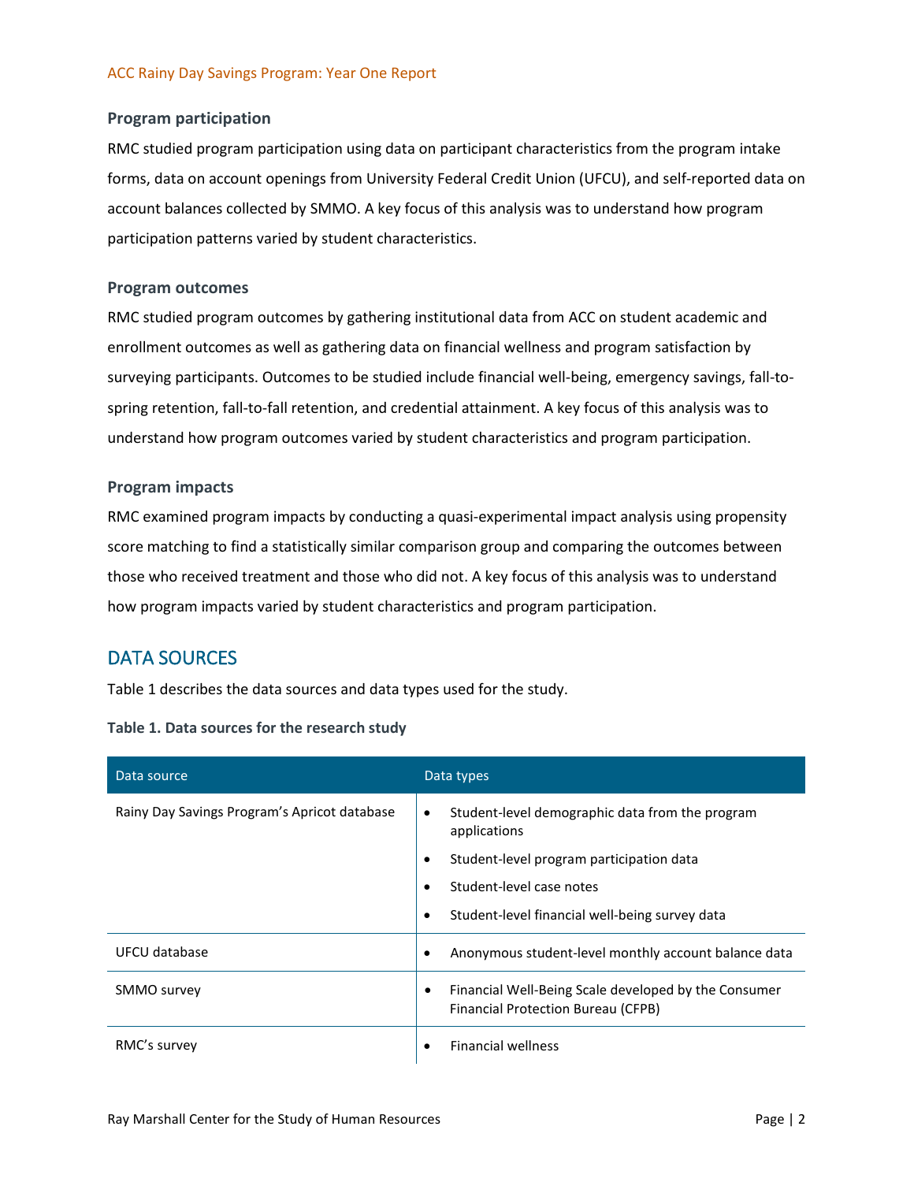### Program participation

RMC studied program participation using data on participant characteristics from the program intake forms, data on account openings from University Federal Credit Union (UFCU), and self-reported data on account balances collected by SMMO. A key focus of this analysis was to understand how program participation patterns varied by student characteristics.

### Program outcomes

RMC studied program outcomes by gathering institutional data from ACC on student academic and enrollment outcomes as well as gathering data on financial wellness and program satisfaction by surveying participants. Outcomes to be studied include financial well-being, emergency savings, fall-to-spring retention, fall-to-fall retention, and credential attainment. A key focus of this analysis was to understand how program outcomes varied by student characteristics and program participation.

### Program impacts

RMC examined program impacts by conducting a quasi-experimental impact analysis using propensity score matching to find a statistically similar comparison group and comparing the outcomes between those who received treatment and those who did not. A key focus of this analysis was to understand how program impacts varied by student characteristics and program participation.

## DATA SOURCES

Table 1 describes the data sources and data types used for the study.

**Table 1. Data sources for the research study**

| Data source | Data types |
|---|---|
| Rainy Day Savings Program's Apricot database | • Student-level demographic data from the program applications<br>• Student-level program participation data<br>• Student-level case notes<br>• Student-level financial well-being survey data |
| UFCU database | • Anonymous student-level monthly account balance data |
| SMMO survey | • Financial Well-Being Scale developed by the Consumer Financial Protection Bureau (CFPB) |
| RMC's survey | • Financial wellness |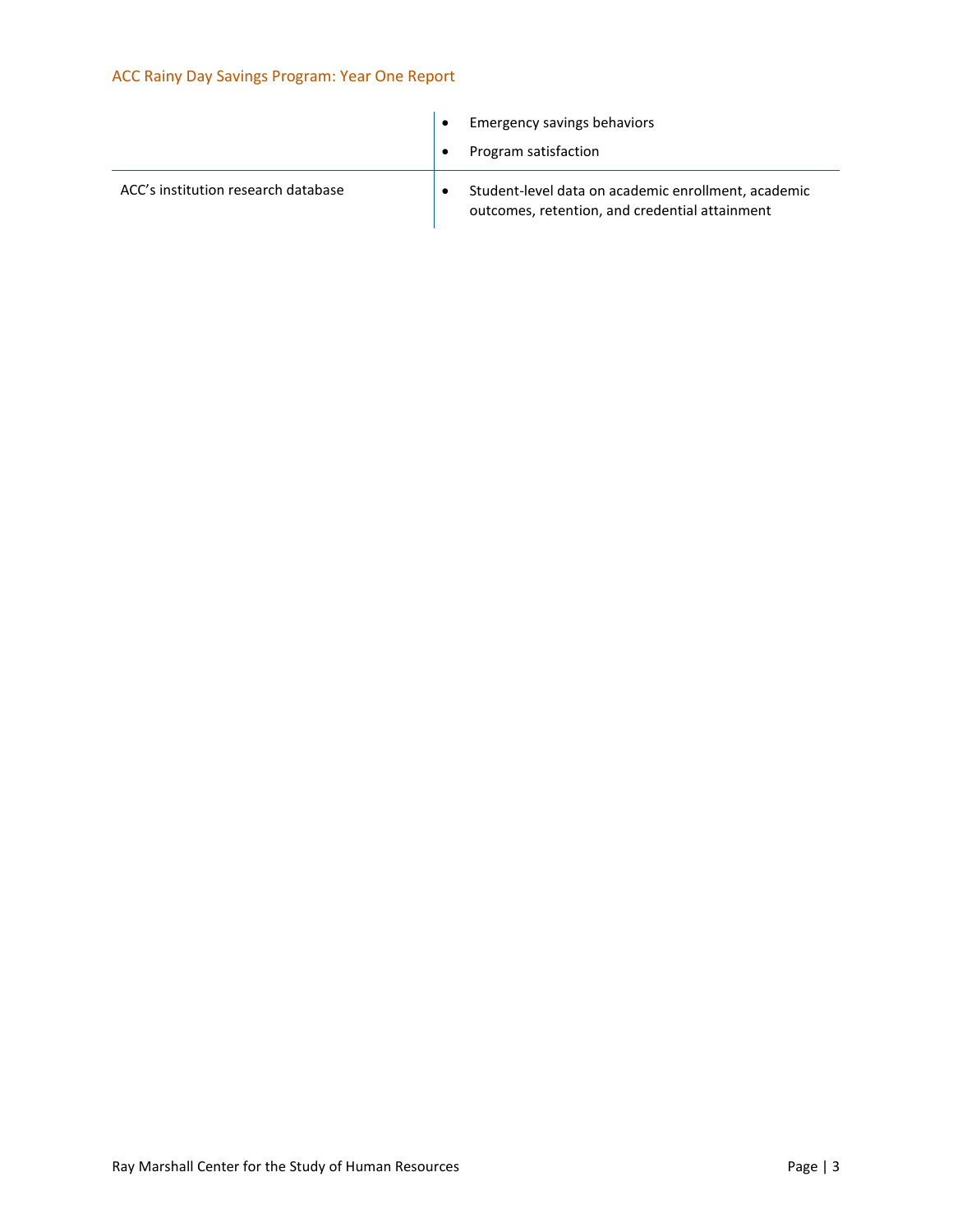|  |  |
|---|---|
|  | • Emergency savings behaviors<br>• Program satisfaction |
| ACC's institution research database | • Student-level data on academic enrollment, academic outcomes, retention, and credential attainment |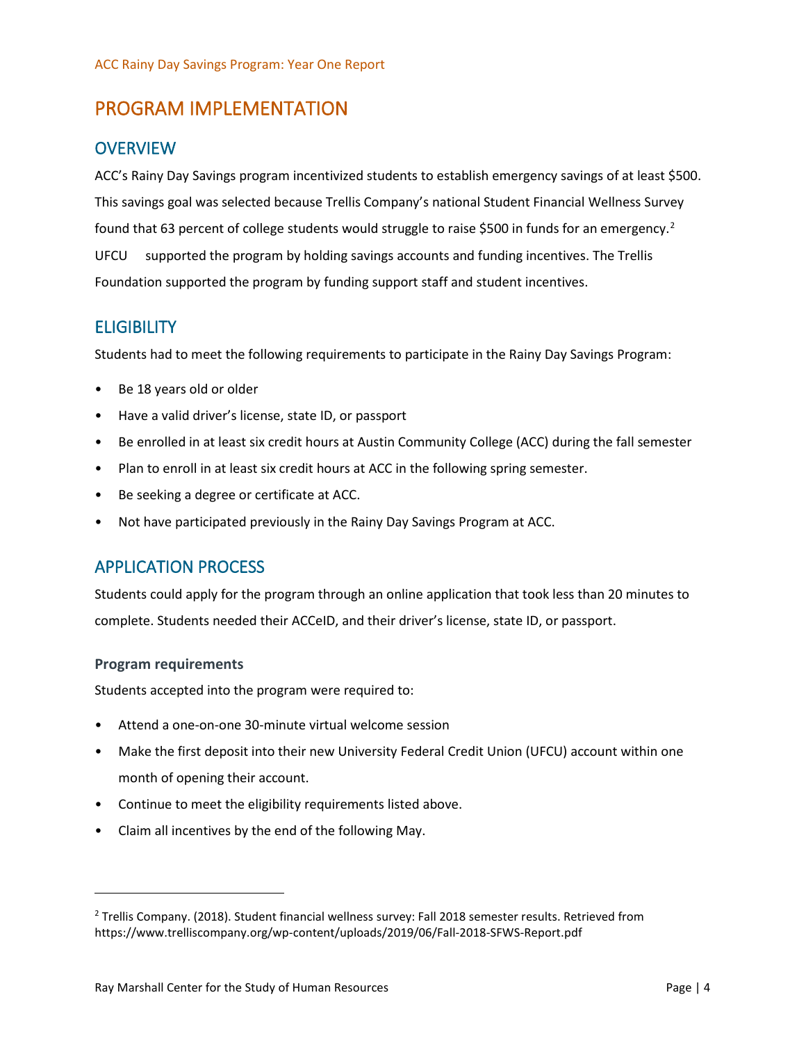# PROGRAM IMPLEMENTATION

## OVERVIEW

ACC's Rainy Day Savings program incentivized students to establish emergency savings of at least $500. This savings goal was selected because Trellis Company's national Student Financial Wellness Survey found that 63 percent of college students would struggle to raise $500 in funds for an emergency.[2] UFCU supported the program by holding savings accounts and funding incentives. The Trellis Foundation supported the program by funding support staff and student incentives.

## ELIGIBILITY

Students had to meet the following requirements to participate in the Rainy Day Savings Program:

- Be 18 years old or older
- Have a valid driver's license, state ID, or passport
- Be enrolled in at least six credit hours at Austin Community College (ACC) during the fall semester
- Plan to enroll in at least six credit hours at ACC in the following spring semester.
- Be seeking a degree or certificate at ACC.
- Not have participated previously in the Rainy Day Savings Program at ACC.

## APPLICATION PROCESS

Students could apply for the program through an online application that took less than 20 minutes to complete. Students needed their ACCeID, and their driver's license, state ID, or passport.

### Program requirements

Students accepted into the program were required to:

- Attend a one-on-one 30-minute virtual welcome session
- Make the first deposit into their new University Federal Credit Union (UFCU) account within one month of opening their account.
- Continue to meet the eligibility requirements listed above.
- Claim all incentives by the end of the following May.

---

[2] Trellis Company. (2018). Student financial wellness survey: Fall 2018 semester results. Retrieved from https://www.trelliscompany.org/wp-content/uploads/2019/06/Fall-2018-SFWS-Report.pdf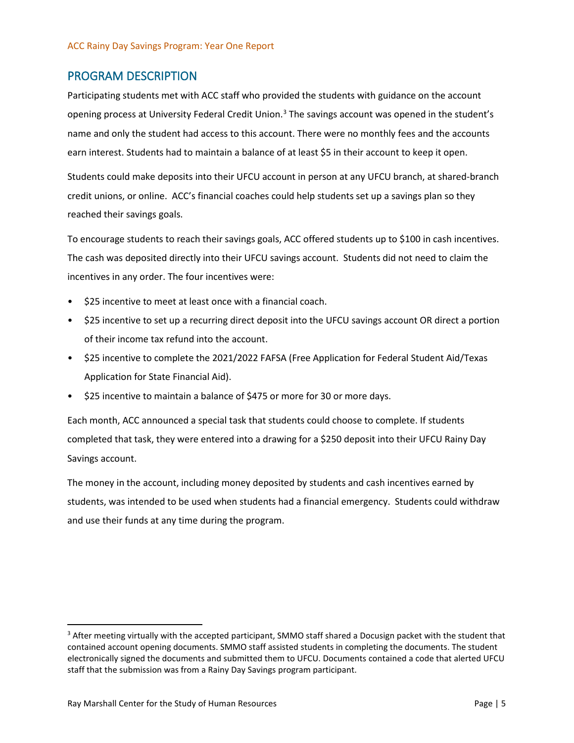## PROGRAM DESCRIPTION

Participating students met with ACC staff who provided the students with guidance on the account opening process at University Federal Credit Union.[3] The savings account was opened in the student's name and only the student had access to this account. There were no monthly fees and the accounts earn interest. Students had to maintain a balance of at least $5 in their account to keep it open.

Students could make deposits into their UFCU account in person at any UFCU branch, at shared-branch credit unions, or online. ACC's financial coaches could help students set up a savings plan so they reached their savings goals.

To encourage students to reach their savings goals, ACC offered students up to $100 in cash incentives. The cash was deposited directly into their UFCU savings account. Students did not need to claim the incentives in any order. The four incentives were:

- $25 incentive to meet at least once with a financial coach.
- $25 incentive to set up a recurring direct deposit into the UFCU savings account OR direct a portion of their income tax refund into the account.
- $25 incentive to complete the 2021/2022 FAFSA (Free Application for Federal Student Aid/Texas Application for State Financial Aid).
- $25 incentive to maintain a balance of $475 or more for 30 or more days.

Each month, ACC announced a special task that students could choose to complete. If students completed that task, they were entered into a drawing for a $250 deposit into their UFCU Rainy Day Savings account.

The money in the account, including money deposited by students and cash incentives earned by students, was intended to be used when students had a financial emergency. Students could withdraw and use their funds at any time during the program.

[3] After meeting virtually with the accepted participant, SMMO staff shared a Docusign packet with the student that contained account opening documents. SMMO staff assisted students in completing the documents. The student electronically signed the documents and submitted them to UFCU. Documents contained a code that alerted UFCU staff that the submission was from a Rainy Day Savings program participant.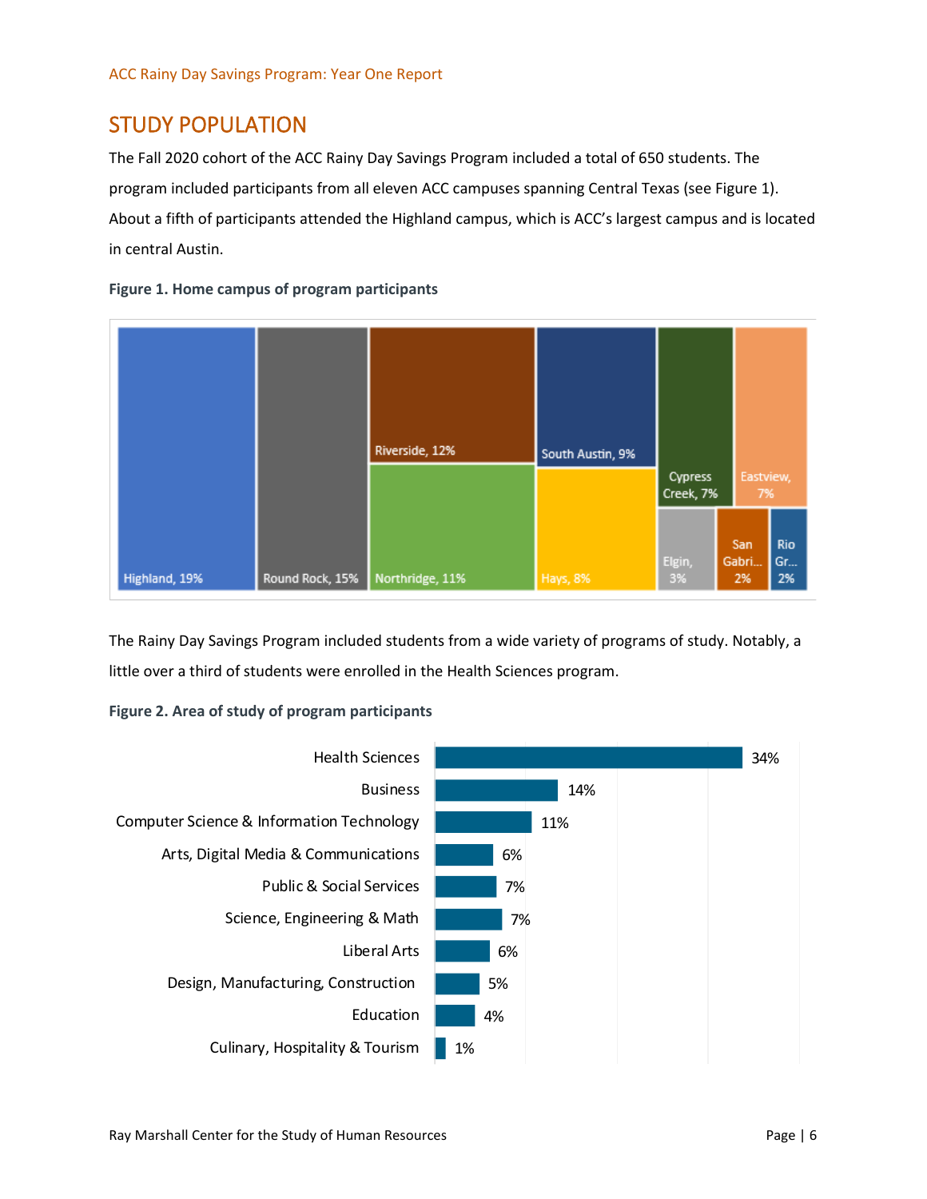## STUDY POPULATION

The Fall 2020 cohort of the ACC Rainy Day Savings Program included a total of 650 students. The program included participants from all eleven ACC campuses spanning Central Texas (see Figure 1). About a fifth of participants attended the Highland campus, which is ACC's largest campus and is located in central Austin.

**Figure 1. Home campus of program participants**

| Campus | Percent |
|---|---|
| Highland | 19% |
| Round Rock | 15% |
| Riverside | 12% |
| Northridge | 11% |
| South Austin | 9% |
| Hays | 8% |
| Cypress Creek | 7% |
| Eastview | 7% |
| Elgin | 3% |
| San Gabri... | 2% |
| Rio Gr... | 2% |

The Rainy Day Savings Program included students from a wide variety of programs of study. Notably, a little over a third of students were enrolled in the Health Sciences program.

**Figure 2. Area of study of program participants**

| Area of study | Percent |
|---|---|
| Health Sciences | 34% |
| Business | 14% |
| Computer Science & Information Technology | 11% |
| Arts, Digital Media & Communications | 6% |
| Public & Social Services | 7% |
| Science, Engineering & Math | 7% |
| Liberal Arts | 6% |
| Design, Manufacturing, Construction | 5% |
| Education | 4% |
| Culinary, Hospitality & Tourism | 1% |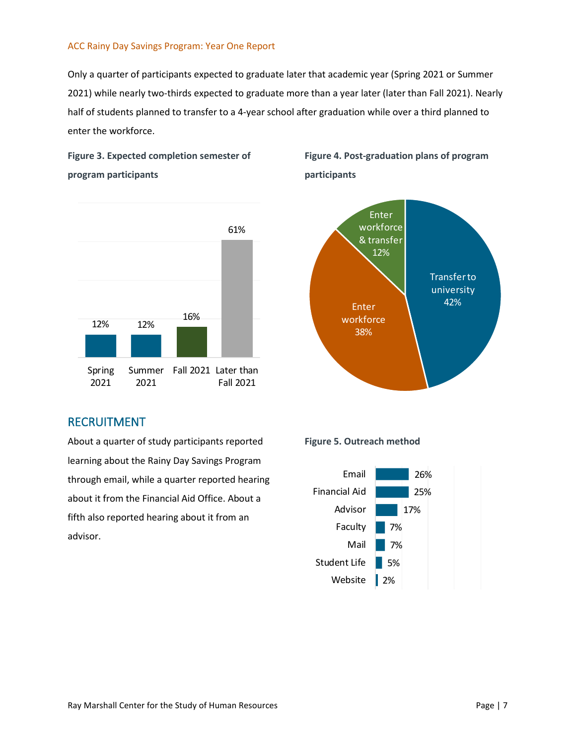Only a quarter of participants expected to graduate later that academic year (Spring 2021 or Summer 2021) while nearly two-thirds expected to graduate more than a year later (later than Fall 2021). Nearly half of students planned to transfer to a 4-year school after graduation while over a third planned to enter the workforce.

**Figure 3. Expected completion semester of program participants**

| Semester | Percent |
|---|---|
| Spring 2021 | 12% |
| Summer 2021 | 12% |
| Fall 2021 | 16% |
| Later than Fall 2021 | 61% |

**Figure 4. Post-graduation plans of program participants**

| Plan | Percent |
|---|---|
| Transfer to university | 42% |
| Enter workforce | 38% |
| Enter workforce & transfer | 12% |

## RECRUITMENT

About a quarter of study participants reported learning about the Rainy Day Savings Program through email, while a quarter reported hearing about it from the Financial Aid Office. About a fifth also reported hearing about it from an advisor.

**Figure 5. Outreach method**

| Method | Percent |
|---|---|
| Email | 26% |
| Financial Aid | 25% |
| Advisor | 17% |
| Faculty | 7% |
| Mail | 7% |
| Student Life | 5% |
| Website | 2% |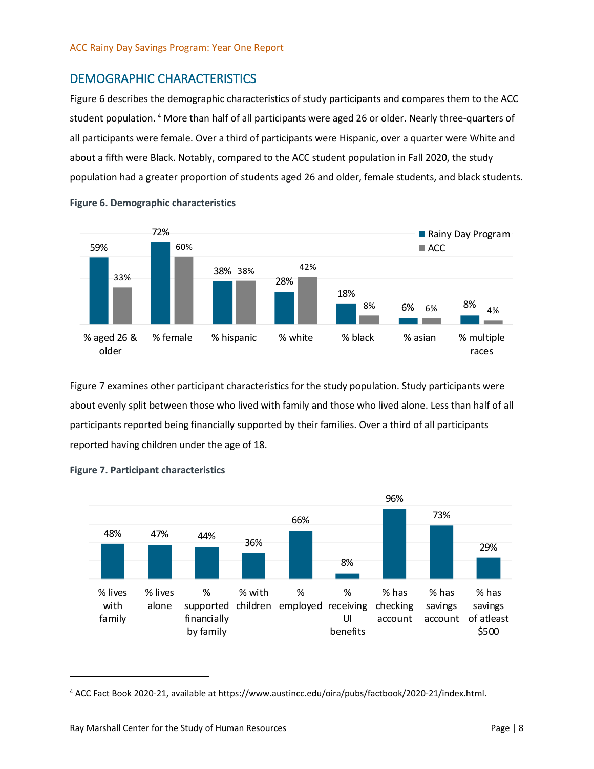## DEMOGRAPHIC CHARACTERISTICS

Figure 6 describes the demographic characteristics of study participants and compares them to the ACC student population. [4] More than half of all participants were aged 26 or older. Nearly three-quarters of all participants were female. Over a third of participants were Hispanic, over a quarter were White and about a fifth were Black. Notably, compared to the ACC student population in Fall 2020, the study population had a greater proportion of students aged 26 and older, female students, and black students.

**Figure 6. Demographic characteristics**

| | Rainy Day Program | ACC |
|---|---|---|
| % aged 26 & older | 59% | 33% |
| % female | 72% | 60% |
| % hispanic | 38% | 38% |
| % white | 28% | 42% |
| % black | 18% | 8% |
| % asian | 6% | 6% |
| % multiple races | 8% | 4% |

Figure 7 examines other participant characteristics for the study population. Study participants were about evenly split between those who lived with family and those who lived alone. Less than half of all participants reported being financially supported by their families. Over a third of all participants reported having children under the age of 18.

**Figure 7. Participant characteristics**

| Characteristic | Percent |
|---|---|
| % lives with family | 48% |
| % lives alone | 47% |
| % supported financially by family | 44% |
| % with children | 36% |
| % employed | 66% |
| % receiving UI benefits | 8% |
| % has checking account | 96% |
| % has savings account | 73% |
| % has savings of atleast $500 | 29% |

[4] ACC Fact Book 2020-21, available at https://www.austincc.edu/oira/pubs/factbook/2020-21/index.html.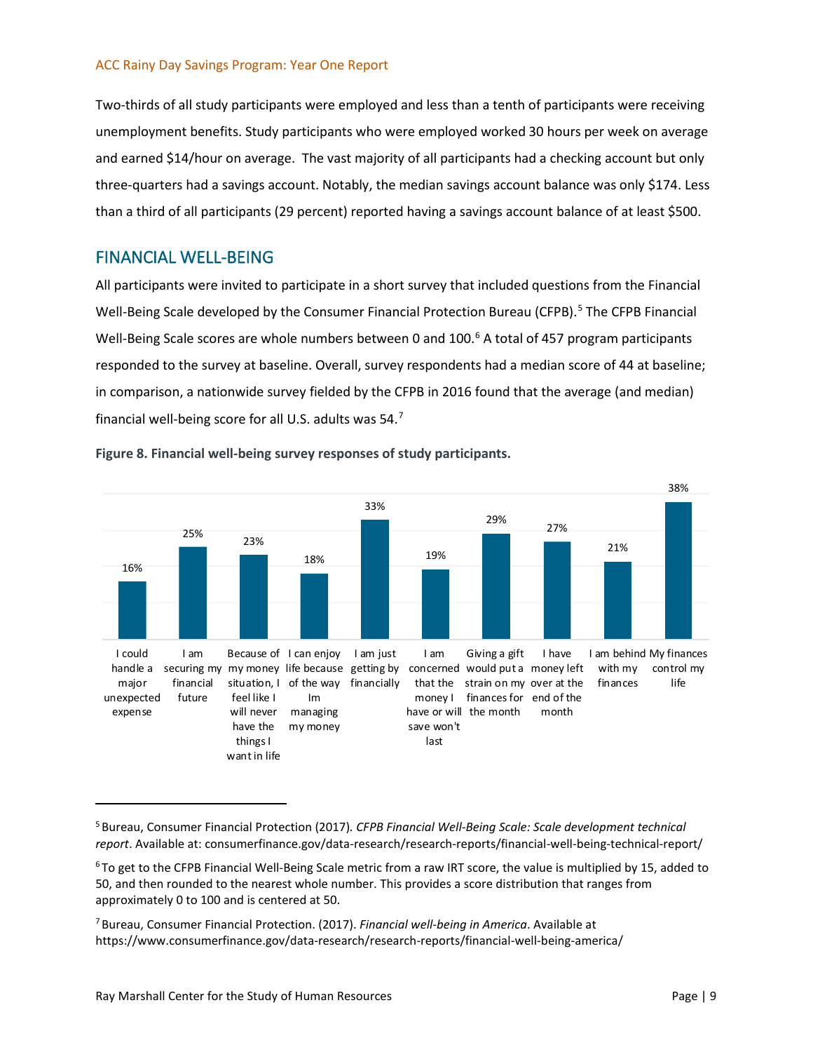Two-thirds of all study participants were employed and less than a tenth of participants were receiving unemployment benefits. Study participants who were employed worked 30 hours per week on average and earned $14/hour on average. The vast majority of all participants had a checking account but only three-quarters had a savings account. Notably, the median savings account balance was only $174. Less than a third of all participants (29 percent) reported having a savings account balance of at least $500.

## FINANCIAL WELL-BEING

All participants were invited to participate in a short survey that included questions from the Financial Well-Being Scale developed by the Consumer Financial Protection Bureau (CFPB).[5] The CFPB Financial Well-Being Scale scores are whole numbers between 0 and 100.[6] A total of 457 program participants responded to the survey at baseline. Overall, survey respondents had a median score of 44 at baseline; in comparison, a nationwide survey fielded by the CFPB in 2016 found that the average (and median) financial well-being score for all U.S. adults was 54.[7]

**Figure 8. Financial well-being survey responses of study participants.**

| Statement | Percent |
|---|---|
| I could handle a major unexpected expense | 16% |
| I am securing my financial future | 25% |
| Because of my money situation, I feel like I will never have the things I want in life | 23% |
| I can enjoy life because of the way Im managing my money | 18% |
| I am just getting by financially | 33% |
| I am concerned that the money I have or will save won't last | 19% |
| Giving a gift would put a strain on my finances for the month | 29% |
| I have money left over at the end of the month | 27% |
| I am behind with my finances | 21% |
| My finances control my life | 38% |

---

[5] Bureau, Consumer Financial Protection (2017). *CFPB Financial Well-Being Scale: Scale development technical report*. Available at: consumerfinance.gov/data-research/research-reports/financial-well-being-technical-report/

[6] To get to the CFPB Financial Well-Being Scale metric from a raw IRT score, the value is multiplied by 15, added to 50, and then rounded to the nearest whole number. This provides a score distribution that ranges from approximately 0 to 100 and is centered at 50.

[7] Bureau, Consumer Financial Protection. (2017). *Financial well-being in America*. Available at https://www.consumerfinance.gov/data-research/research-reports/financial-well-being-america/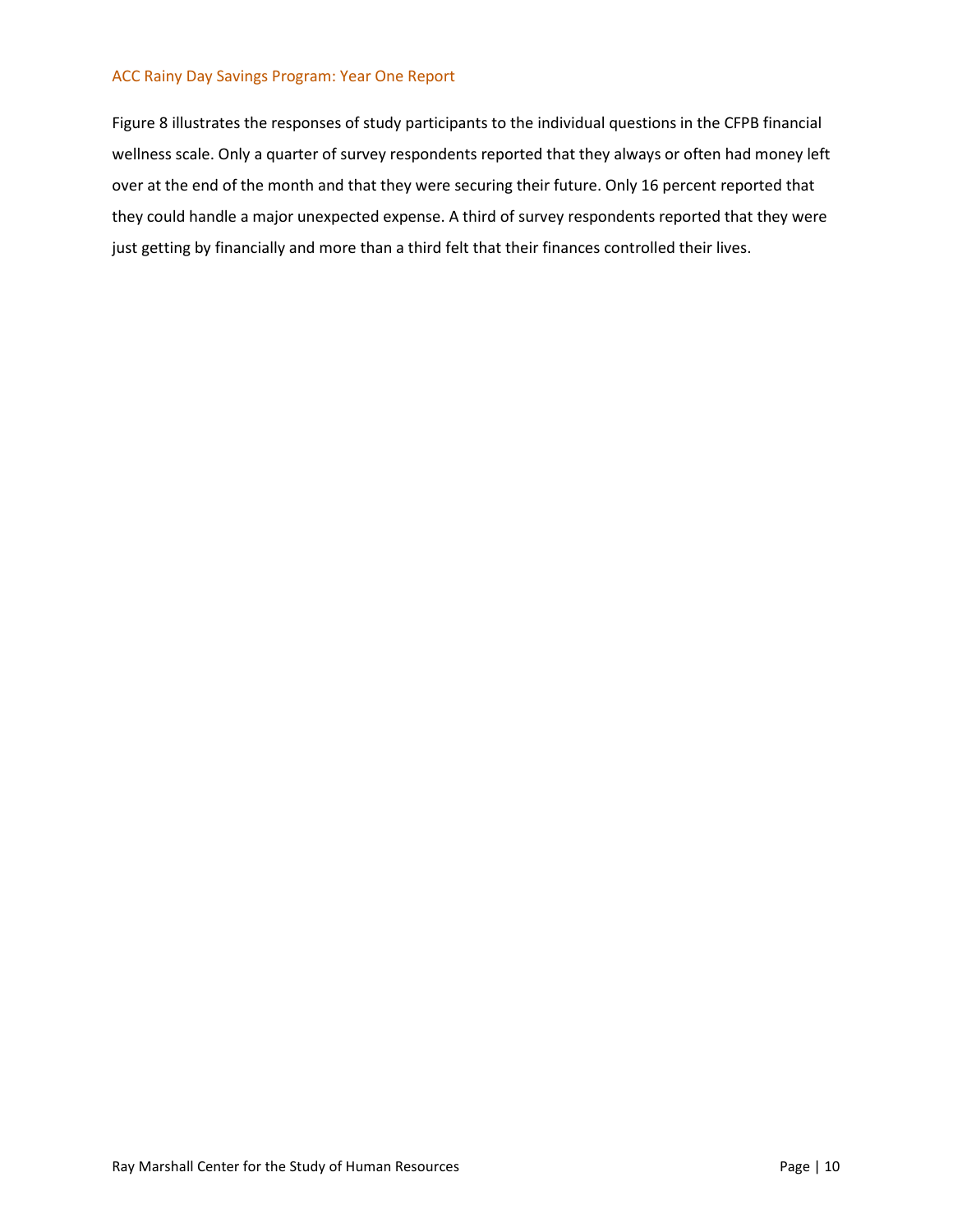Figure 8 illustrates the responses of study participants to the individual questions in the CFPB financial wellness scale. Only a quarter of survey respondents reported that they always or often had money left over at the end of the month and that they were securing their future. Only 16 percent reported that they could handle a major unexpected expense. A third of survey respondents reported that they were just getting by financially and more than a third felt that their finances controlled their lives.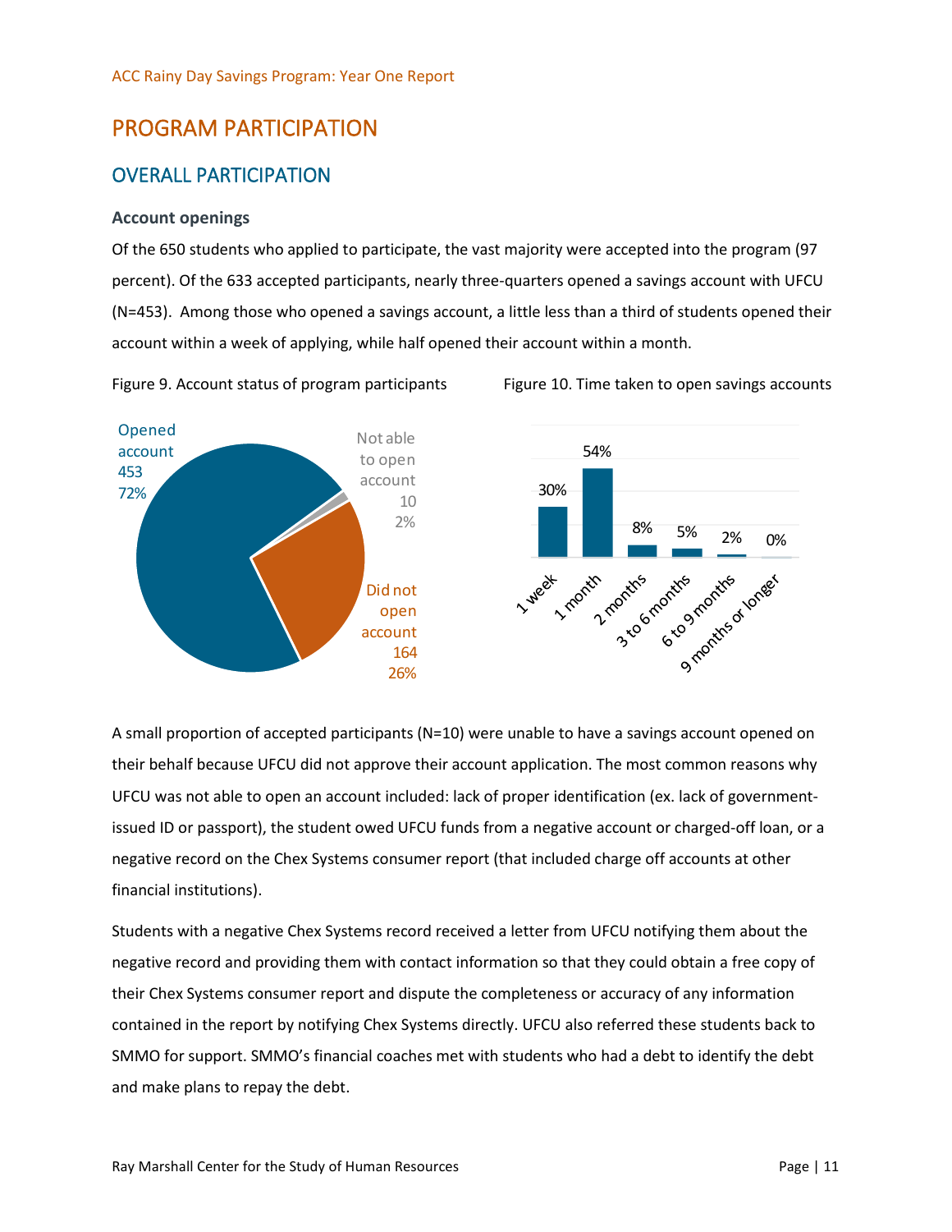# PROGRAM PARTICIPATION

## OVERALL PARTICIPATION

### Account openings

Of the 650 students who applied to participate, the vast majority were accepted into the program (97 percent). Of the 633 accepted participants, nearly three-quarters opened a savings account with UFCU (N=453). Among those who opened a savings account, a little less than a third of students opened their account within a week of applying, while half opened their account within a month.

Figure 9. Account status of program participants

Figure 10. Time taken to open savings accounts

A small proportion of accepted participants (N=10) were unable to have a savings account opened on their behalf because UFCU did not approve their account application. The most common reasons why UFCU was not able to open an account included: lack of proper identification (ex. lack of government-issued ID or passport), the student owed UFCU funds from a negative account or charged-off loan, or a negative record on the Chex Systems consumer report (that included charge off accounts at other financial institutions).

Students with a negative Chex Systems record received a letter from UFCU notifying them about the negative record and providing them with contact information so that they could obtain a free copy of their Chex Systems consumer report and dispute the completeness or accuracy of any information contained in the report by notifying Chex Systems directly. UFCU also referred these students back to SMMO for support. SMMO's financial coaches met with students who had a debt to identify the debt and make plans to repay the debt.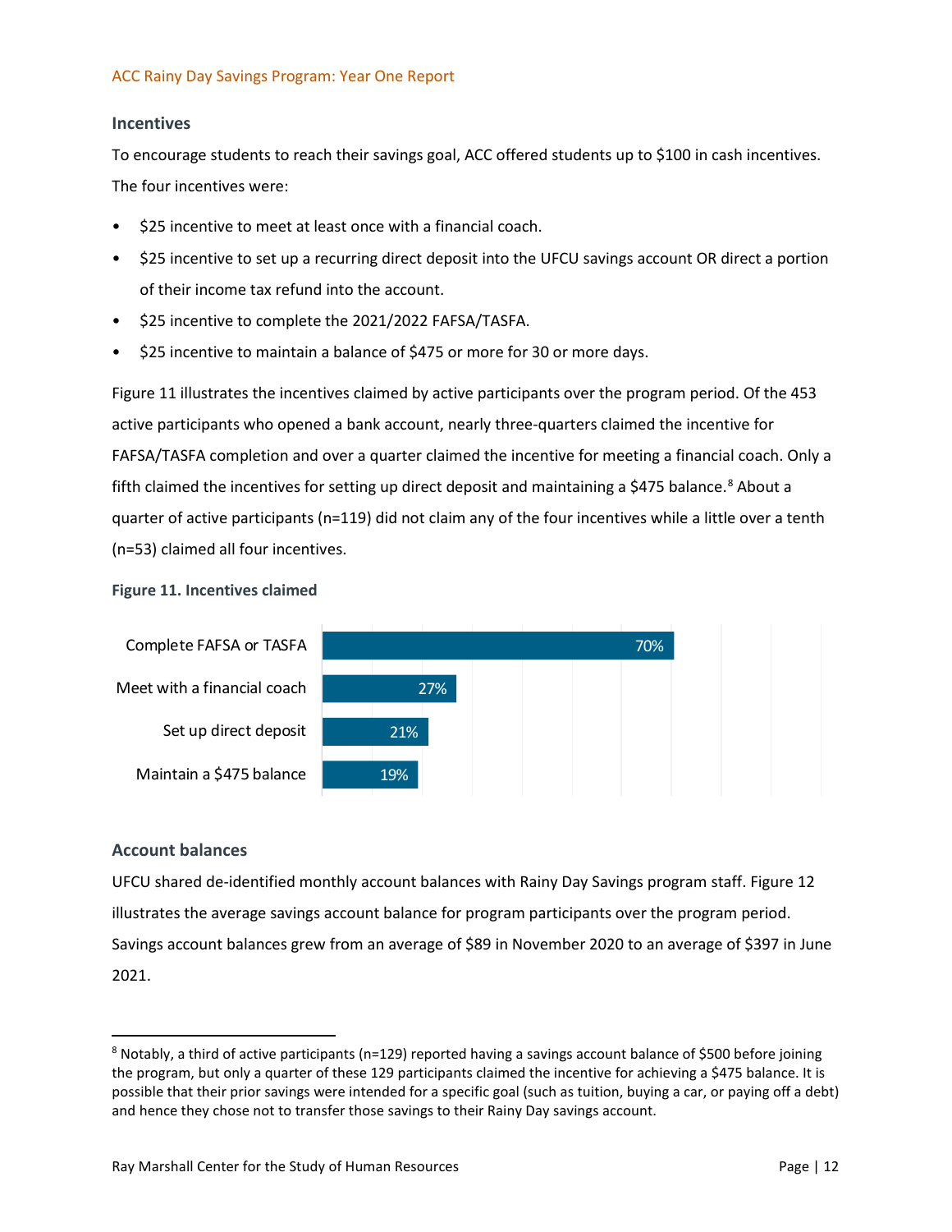### Incentives

To encourage students to reach their savings goal, ACC offered students up to $100 in cash incentives. The four incentives were:

- $25 incentive to meet at least once with a financial coach.
- $25 incentive to set up a recurring direct deposit into the UFCU savings account OR direct a portion of their income tax refund into the account.
- $25 incentive to complete the 2021/2022 FAFSA/TASFA.
- $25 incentive to maintain a balance of $475 or more for 30 or more days.

Figure 11 illustrates the incentives claimed by active participants over the program period. Of the 453 active participants who opened a bank account, nearly three-quarters claimed the incentive for FAFSA/TASFA completion and over a quarter claimed the incentive for meeting a financial coach. Only a fifth claimed the incentives for setting up direct deposit and maintaining a $475 balance.[8] About a quarter of active participants (n=119) did not claim any of the four incentives while a little over a tenth (n=53) claimed all four incentives.

**Figure 11. Incentives claimed**

| Incentive | Percent claimed |
|---|---|
| Complete FAFSA or TASFA | 70% |
| Meet with a financial coach | 27% |
| Set up direct deposit | 21% |
| Maintain a $475 balance | 19% |

### Account balances

UFCU shared de-identified monthly account balances with Rainy Day Savings program staff. Figure 12 illustrates the average savings account balance for program participants over the program period. Savings account balances grew from an average of $89 in November 2020 to an average of $397 in June 2021.

---

[8] Notably, a third of active participants (n=129) reported having a savings account balance of $500 before joining the program, but only a quarter of these 129 participants claimed the incentive for achieving a $475 balance. It is possible that their prior savings were intended for a specific goal (such as tuition, buying a car, or paying off a debt) and hence they chose not to transfer those savings to their Rainy Day savings account.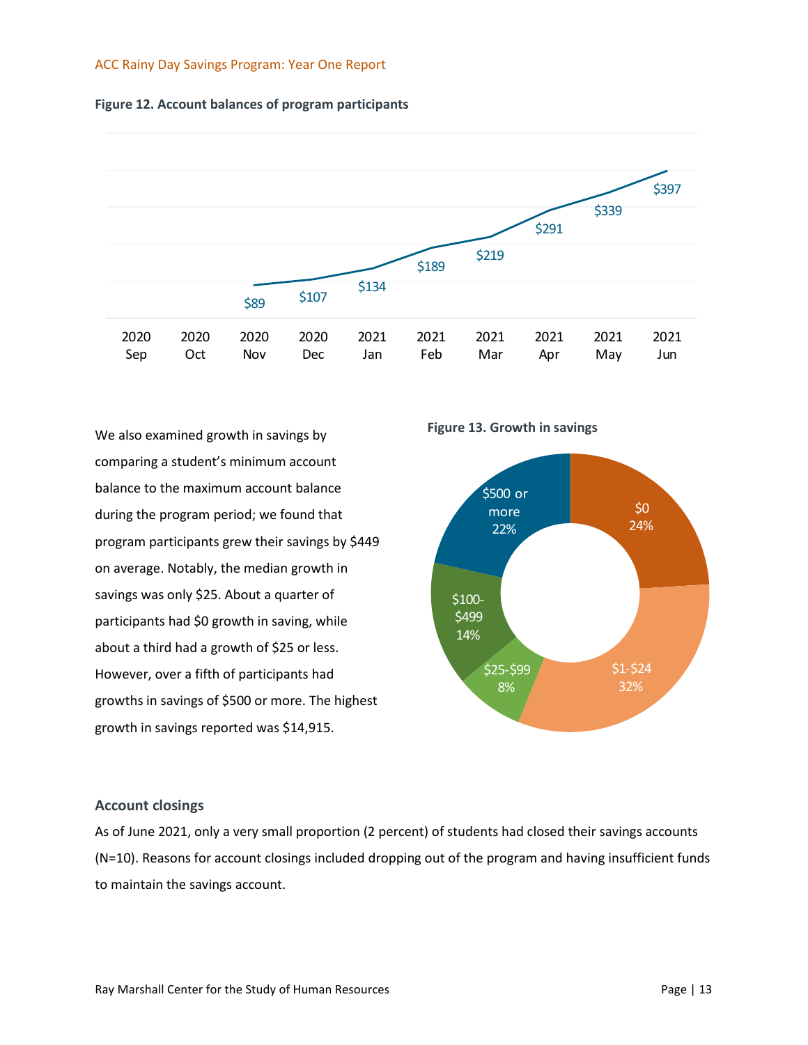**Figure 12. Account balances of program participants**

| 2020 Sep | 2020 Oct | 2020 Nov | 2020 Dec | 2021 Jan | 2021 Feb | 2021 Mar | 2021 Apr | 2021 May | 2021 Jun |
|---|---|---|---|---|---|---|---|---|---|
| | | $89 | $107 | $134 | $189 | $219 | $291 | $339 | $397 |

We also examined growth in savings by comparing a student's minimum account balance to the maximum account balance during the program period; we found that program participants grew their savings by $449 on average. Notably, the median growth in savings was only $25. About a quarter of participants had $0 growth in saving, while about a third had a growth of $25 or less. However, over a fifth of participants had growths in savings of $500 or more. The highest growth in savings reported was $14,915.

**Figure 13. Growth in savings**

| Growth in savings | Percent |
|---|---|
| $0 | 24% |
| $1-$24 | 32% |
| $25-$99 | 8% |
| $100-$499 | 14% |
| $500 or more | 22% |

### Account closings

As of June 2021, only a very small proportion (2 percent) of students had closed their savings accounts (N=10). Reasons for account closings included dropping out of the program and having insufficient funds to maintain the savings account.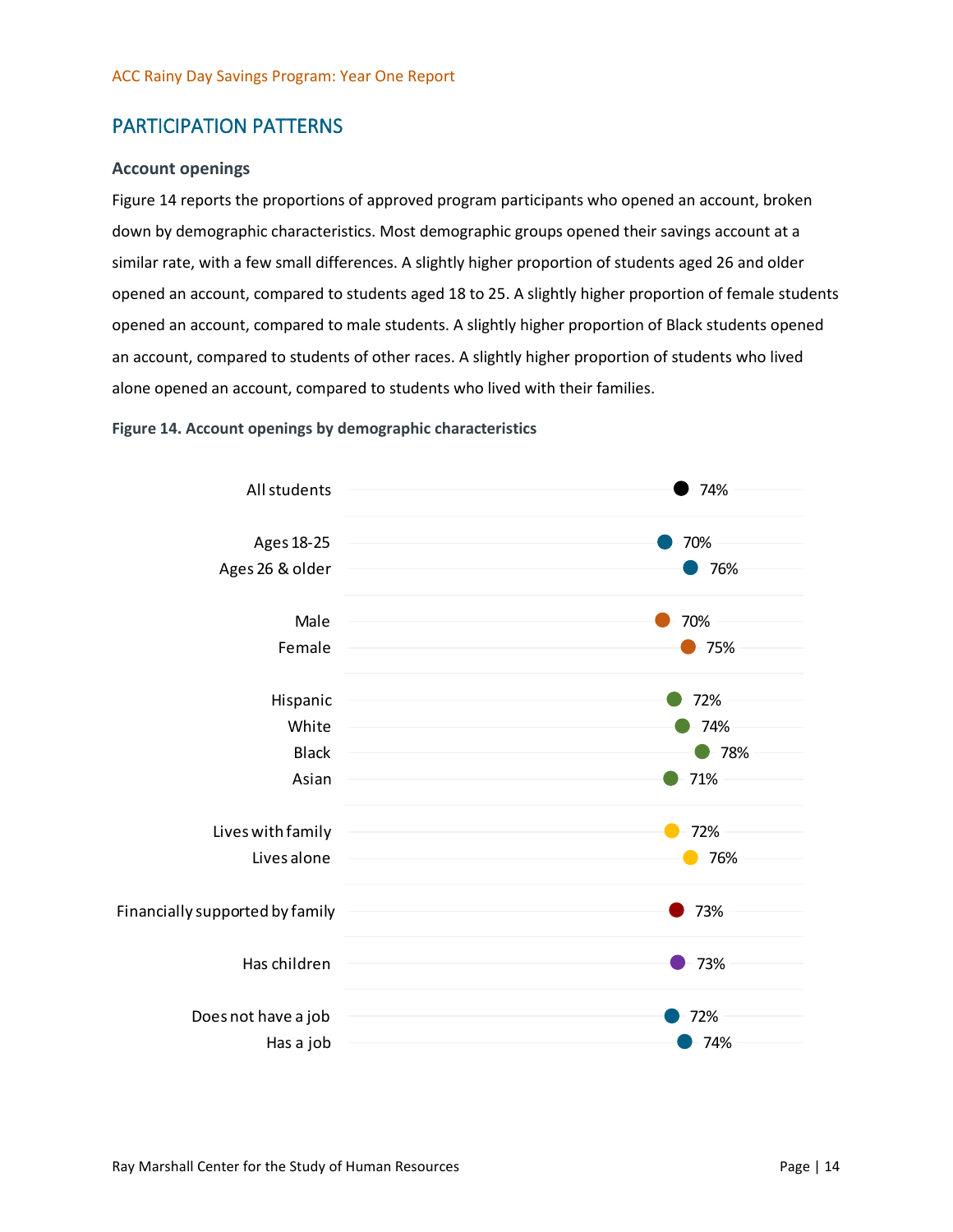## PARTICIPATION PATTERNS

### Account openings

Figure 14 reports the proportions of approved program participants who opened an account, broken down by demographic characteristics. Most demographic groups opened their savings account at a similar rate, with a few small differences. A slightly higher proportion of students aged 26 and older opened an account, compared to students aged 18 to 25. A slightly higher proportion of female students opened an account, compared to male students. A slightly higher proportion of Black students opened an account, compared to students of other races. A slightly higher proportion of students who lived alone opened an account, compared to students who lived with their families.

**Figure 14. Account openings by demographic characteristics**

| Group | Opened an account |
|---|---|
| All students | 74% |
| Ages 18-25 | 70% |
| Ages 26 & older | 76% |
| Male | 70% |
| Female | 75% |
| Hispanic | 72% |
| White | 74% |
| Black | 78% |
| Asian | 71% |
| Lives with family | 72% |
| Lives alone | 76% |
| Financially supported by family | 73% |
| Has children | 73% |
| Does not have a job | 72% |
| Has a job | 74% |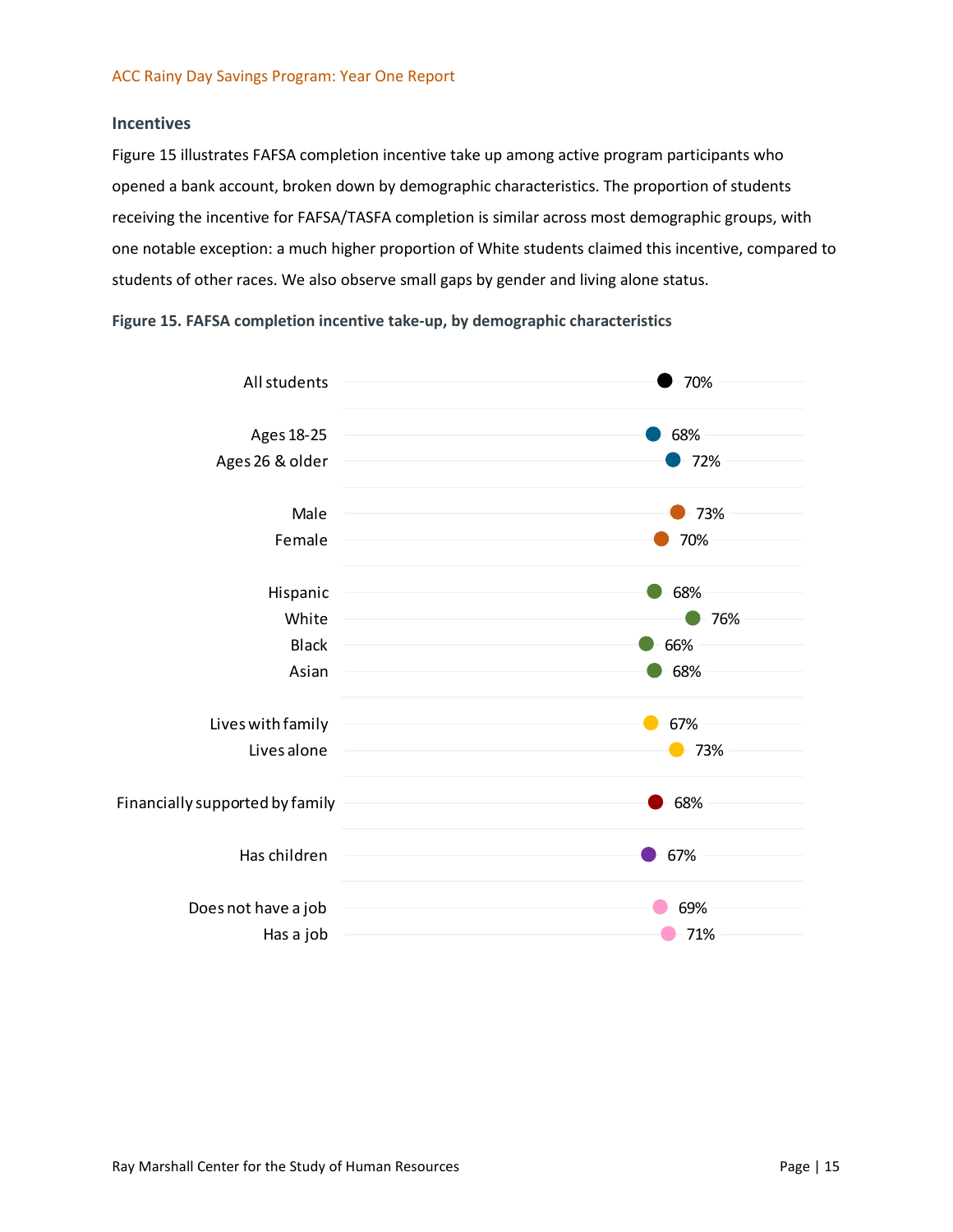### Incentives

Figure 15 illustrates FAFSA completion incentive take up among active program participants who opened a bank account, broken down by demographic characteristics. The proportion of students receiving the incentive for FAFSA/TASFA completion is similar across most demographic groups, with one notable exception: a much higher proportion of White students claimed this incentive, compared to students of other races. We also observe small gaps by gender and living alone status.

**Figure 15. FAFSA completion incentive take-up, by demographic characteristics**

| Group | Take-up |
|---|---|
| All students | 70% |
| Ages 18-25 | 68% |
| Ages 26 & older | 72% |
| Male | 73% |
| Female | 70% |
| Hispanic | 68% |
| White | 76% |
| Black | 66% |
| Asian | 68% |
| Lives with family | 67% |
| Lives alone | 73% |
| Financially supported by family | 68% |
| Has children | 67% |
| Does not have a job | 69% |
| Has a job | 71% |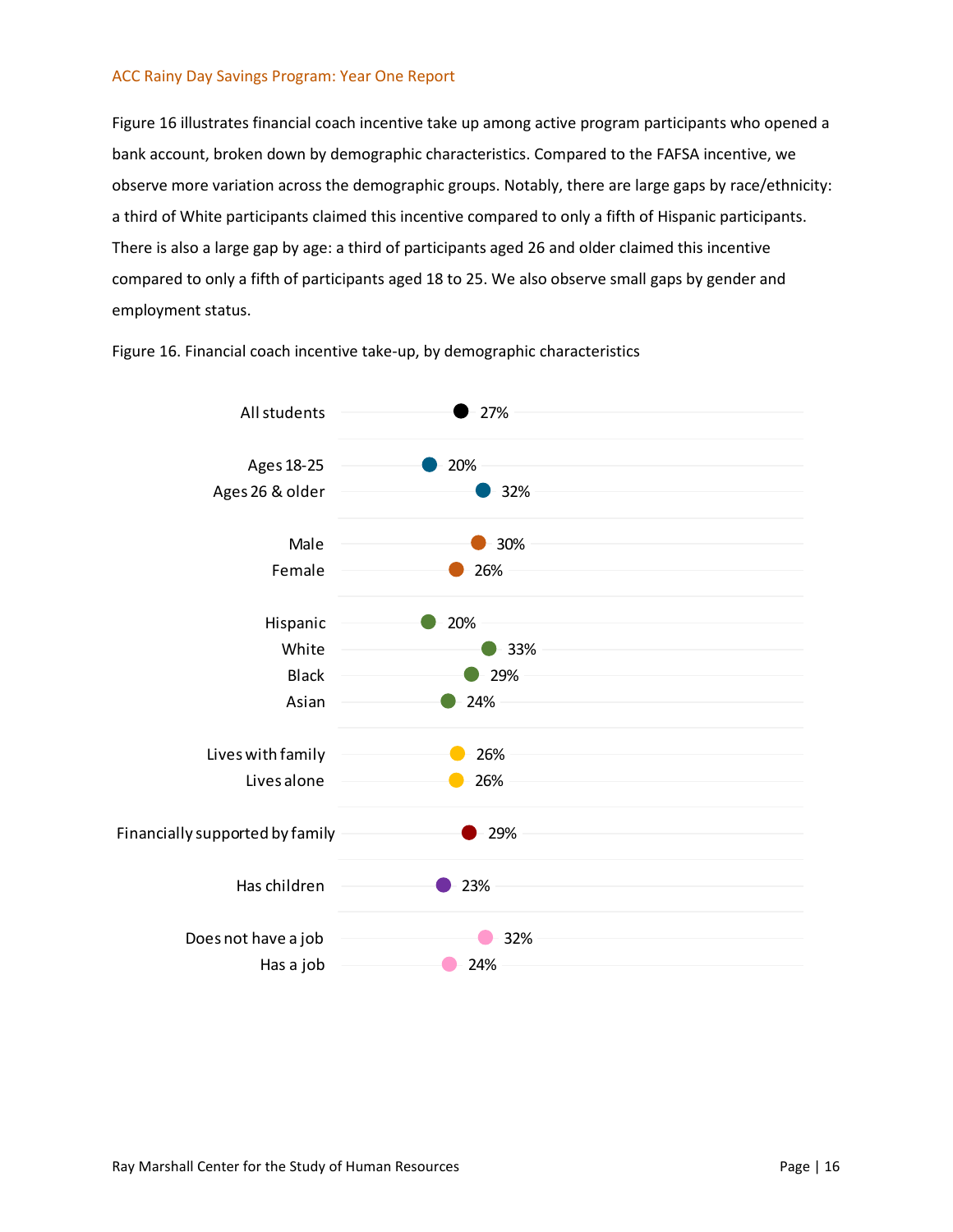Figure 16 illustrates financial coach incentive take up among active program participants who opened a bank account, broken down by demographic characteristics. Compared to the FAFSA incentive, we observe more variation across the demographic groups. Notably, there are large gaps by race/ethnicity: a third of White participants claimed this incentive compared to only a fifth of Hispanic participants. There is also a large gap by age: a third of participants aged 26 and older claimed this incentive compared to only a fifth of participants aged 18 to 25. We also observe small gaps by gender and employment status.

Figure 16. Financial coach incentive take-up, by demographic characteristics

| Group | Take-up |
| --- | --- |
| All students | 27% |
| Ages 18-25 | 20% |
| Ages 26 & older | 32% |
| Male | 30% |
| Female | 26% |
| Hispanic | 20% |
| White | 33% |
| Black | 29% |
| Asian | 24% |
| Lives with family | 26% |
| Lives alone | 26% |
| Financially supported by family | 29% |
| Has children | 23% |
| Does not have a job | 32% |
| Has a job | 24% |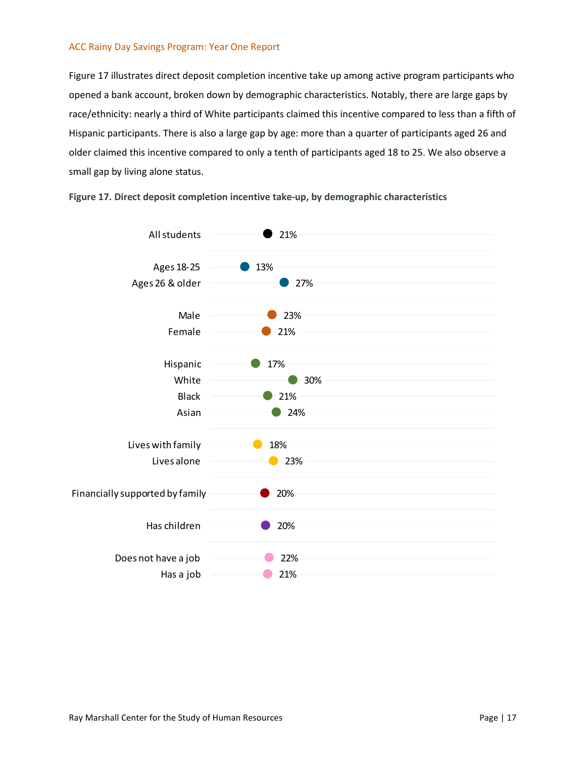Figure 17 illustrates direct deposit completion incentive take up among active program participants who opened a bank account, broken down by demographic characteristics. Notably, there are large gaps by race/ethnicity: nearly a third of White participants claimed this incentive compared to less than a fifth of Hispanic participants. There is also a large gap by age: more than a quarter of participants aged 26 and older claimed this incentive compared to only a tenth of participants aged 18 to 25. We also observe a small gap by living alone status.

**Figure 17. Direct deposit completion incentive take-up, by demographic characteristics**

| Group | Take-up |
|---|---|
| All students | 21% |
| Ages 18-25 | 13% |
| Ages 26 & older | 27% |
| Male | 23% |
| Female | 21% |
| Hispanic | 17% |
| White | 30% |
| Black | 21% |
| Asian | 24% |
| Lives with family | 18% |
| Lives alone | 23% |
| Financially supported by family | 20% |
| Has children | 20% |
| Does not have a job | 22% |
| Has a job | 21% |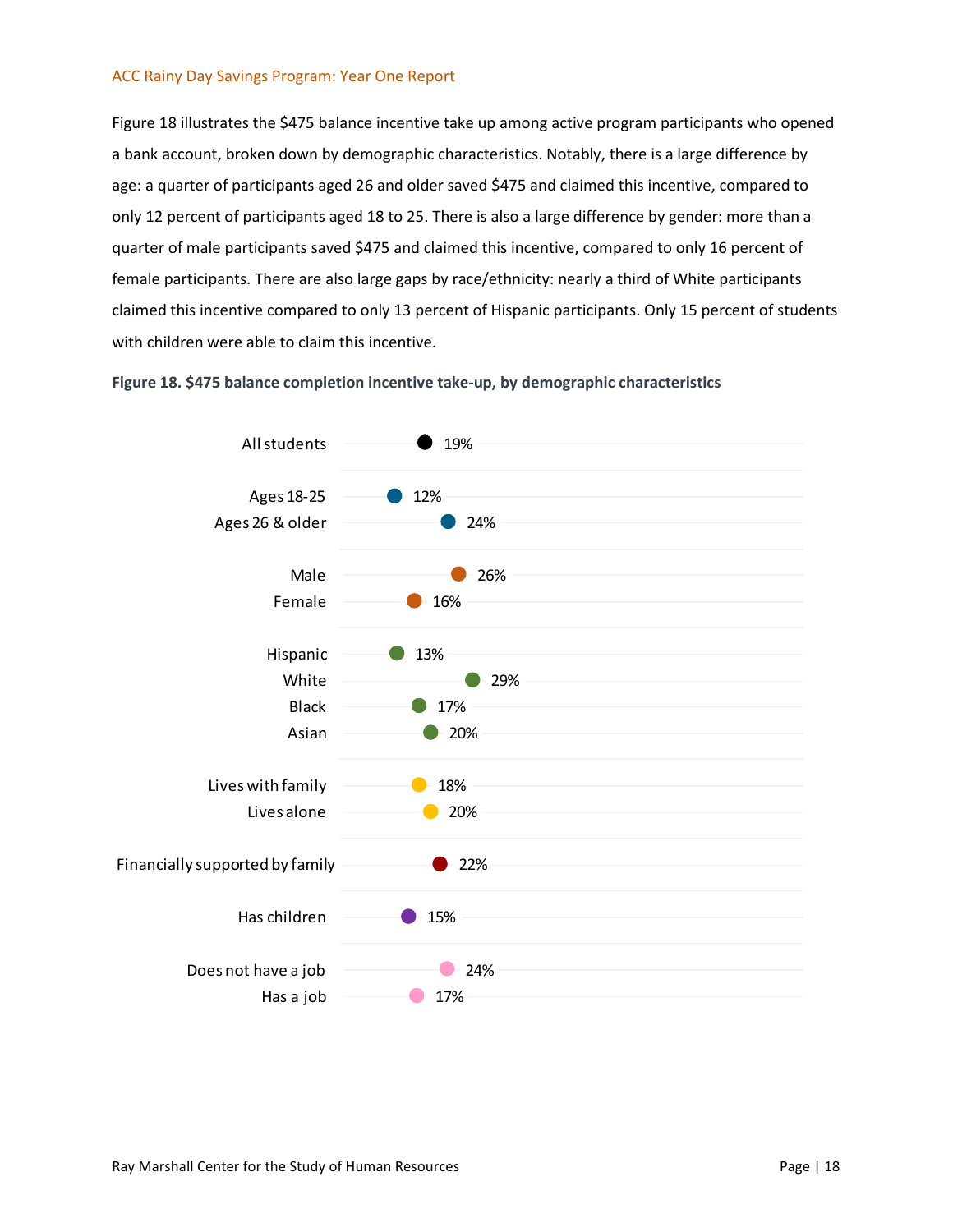Figure 18 illustrates the $475 balance incentive take up among active program participants who opened a bank account, broken down by demographic characteristics. Notably, there is a large difference by age: a quarter of participants aged 26 and older saved $475 and claimed this incentive, compared to only 12 percent of participants aged 18 to 25. There is also a large difference by gender: more than a quarter of male participants saved $475 and claimed this incentive, compared to only 16 percent of female participants. There are also large gaps by race/ethnicity: nearly a third of White participants claimed this incentive compared to only 13 percent of Hispanic participants. Only 15 percent of students with children were able to claim this incentive.

**Figure 18. $475 balance completion incentive take-up, by demographic characteristics**

| Group | Take-up |
|---|---|
| All students | 19% |
| Ages 18-25 | 12% |
| Ages 26 & older | 24% |
| Male | 26% |
| Female | 16% |
| Hispanic | 13% |
| White | 29% |
| Black | 17% |
| Asian | 20% |
| Lives with family | 18% |
| Lives alone | 20% |
| Financially supported by family | 22% |
| Has children | 15% |
| Does not have a job | 24% |
| Has a job | 17% |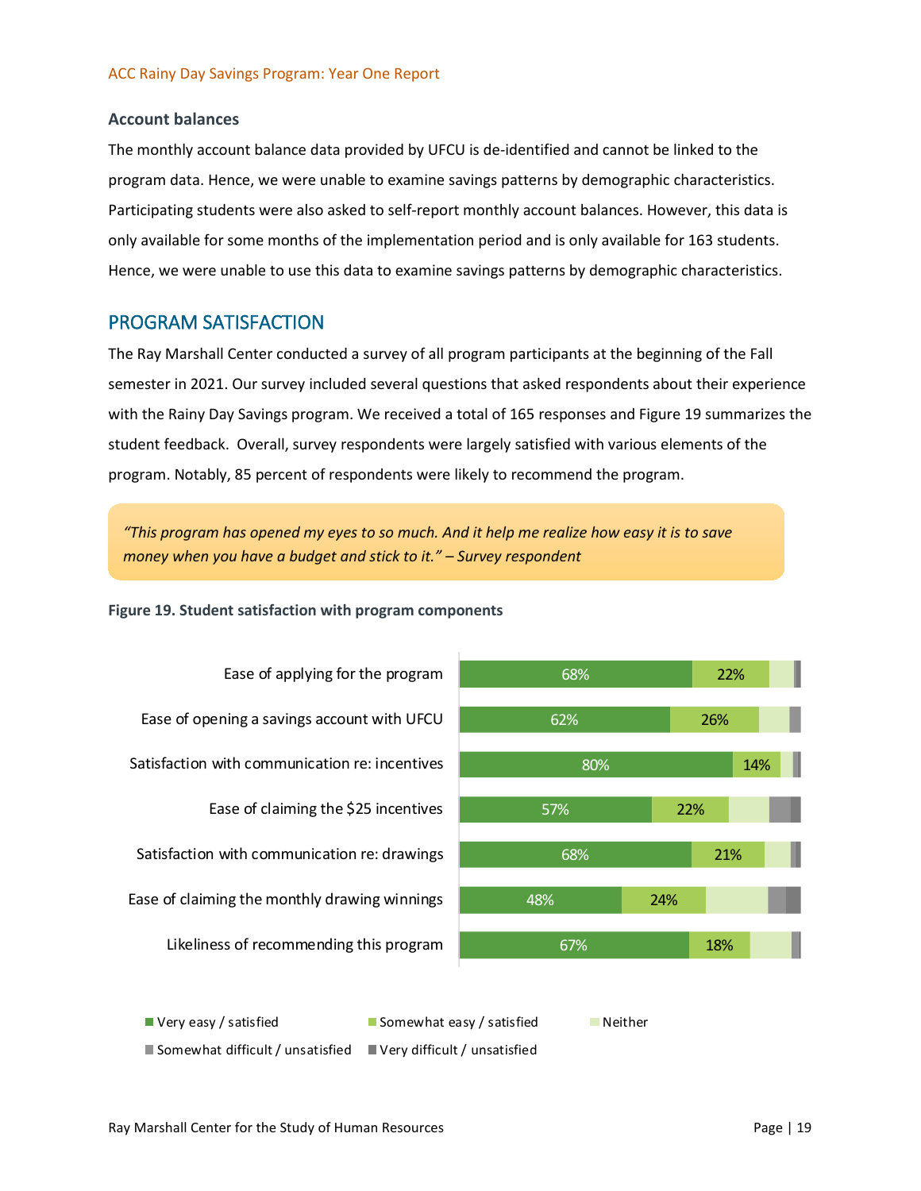### Account balances

The monthly account balance data provided by UFCU is de-identified and cannot be linked to the program data. Hence, we were unable to examine savings patterns by demographic characteristics. Participating students were also asked to self-report monthly account balances. However, this data is only available for some months of the implementation period and is only available for 163 students. Hence, we were unable to use this data to examine savings patterns by demographic characteristics.

## PROGRAM SATISFACTION

The Ray Marshall Center conducted a survey of all program participants at the beginning of the Fall semester in 2021. Our survey included several questions that asked respondents about their experience with the Rainy Day Savings program. We received a total of 165 responses and Figure 19 summarizes the student feedback. Overall, survey respondents were largely satisfied with various elements of the program. Notably, 85 percent of respondents were likely to recommend the program.

> *"This program has opened my eyes to so much. And it help me realize how easy it is to save money when you have a budget and stick to it." – Survey respondent*

**Figure 19. Student satisfaction with program components**

| | Very easy / satisfied | Somewhat easy / satisfied | Neither | Somewhat difficult / unsatisfied | Very difficult / unsatisfied |
|---|---|---|---|---|---|
| Ease of applying for the program | 68% | 22% | | | |
| Ease of opening a savings account with UFCU | 62% | 26% | | | |
| Satisfaction with communication re: incentives | 80% | 14% | | | |
| Ease of claiming the $25 incentives | 57% | 22% | | | |
| Satisfaction with communication re: drawings | 68% | 21% | | | |
| Ease of claiming the monthly drawing winnings | 48% | 24% | | | |
| Likeliness of recommending this program | 67% | 18% | | | |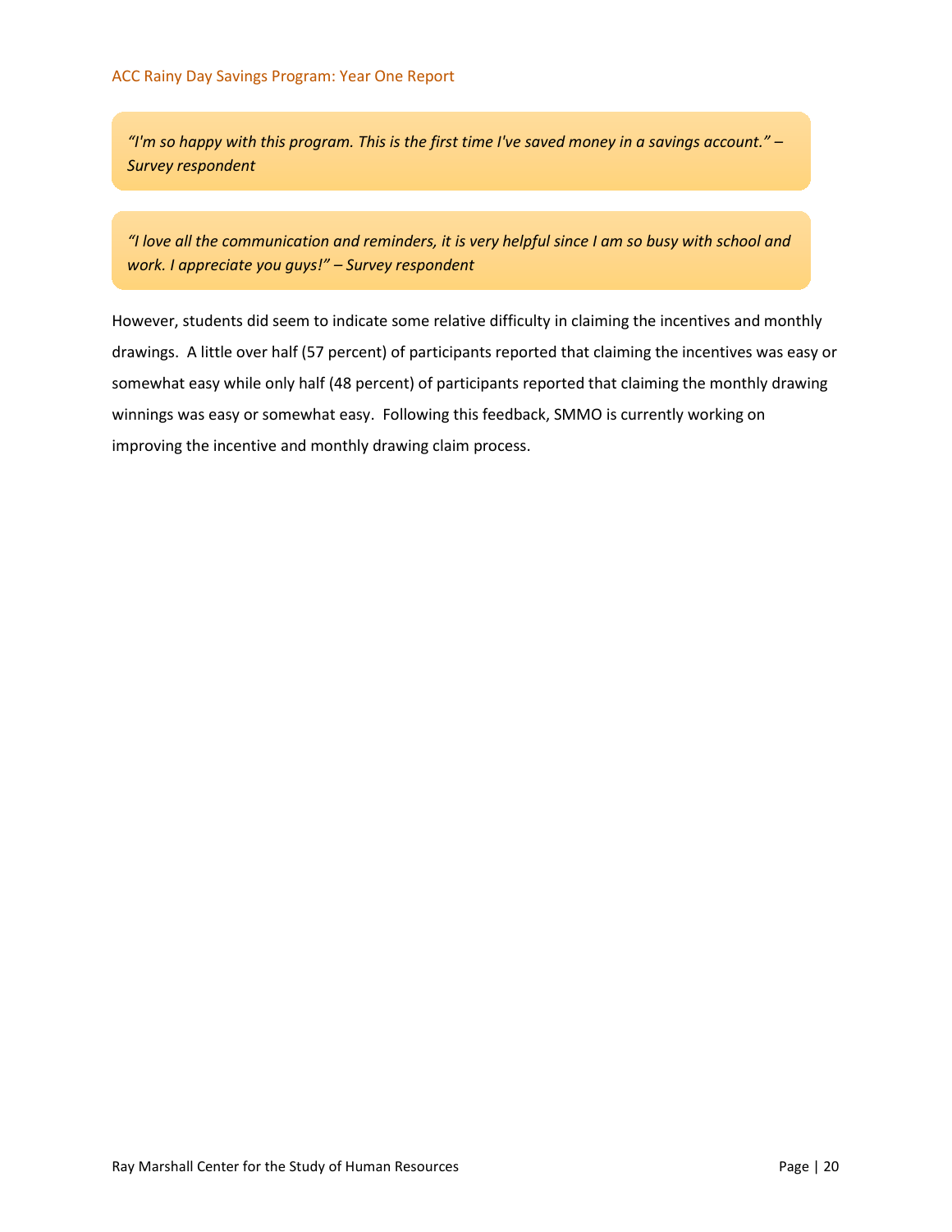> *"I'm so happy with this program. This is the first time I've saved money in a savings account." – Survey respondent*

> *"I love all the communication and reminders, it is very helpful since I am so busy with school and work. I appreciate you guys!" – Survey respondent*

However, students did seem to indicate some relative difficulty in claiming the incentives and monthly drawings. A little over half (57 percent) of participants reported that claiming the incentives was easy or somewhat easy while only half (48 percent) of participants reported that claiming the monthly drawing winnings was easy or somewhat easy. Following this feedback, SMMO is currently working on improving the incentive and monthly drawing claim process.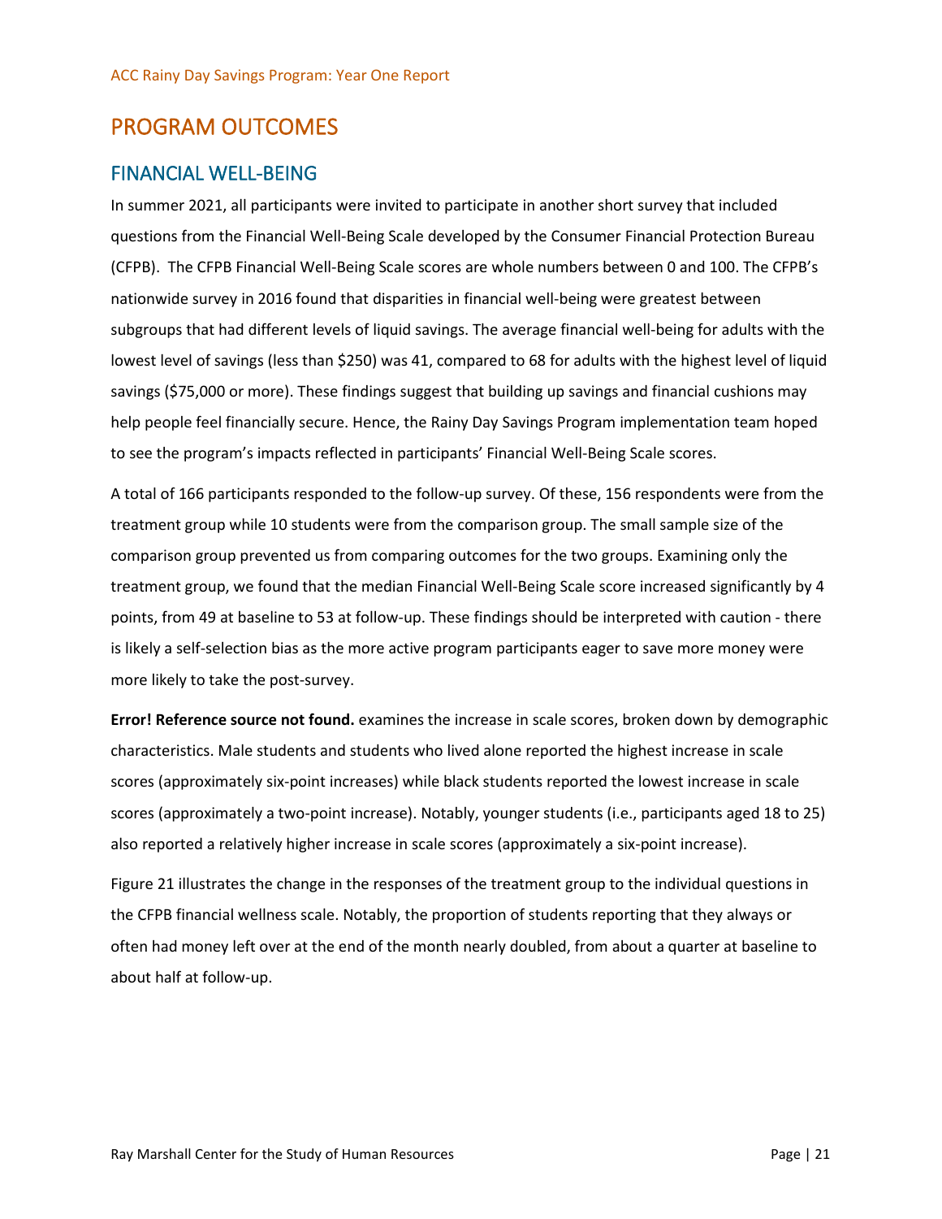# PROGRAM OUTCOMES

## FINANCIAL WELL-BEING

In summer 2021, all participants were invited to participate in another short survey that included questions from the Financial Well-Being Scale developed by the Consumer Financial Protection Bureau (CFPB). The CFPB Financial Well-Being Scale scores are whole numbers between 0 and 100. The CFPB's nationwide survey in 2016 found that disparities in financial well-being were greatest between subgroups that had different levels of liquid savings. The average financial well-being for adults with the lowest level of savings (less than $250) was 41, compared to 68 for adults with the highest level of liquid savings ($75,000 or more). These findings suggest that building up savings and financial cushions may help people feel financially secure. Hence, the Rainy Day Savings Program implementation team hoped to see the program's impacts reflected in participants' Financial Well-Being Scale scores.

A total of 166 participants responded to the follow-up survey. Of these, 156 respondents were from the treatment group while 10 students were from the comparison group. The small sample size of the comparison group prevented us from comparing outcomes for the two groups. Examining only the treatment group, we found that the median Financial Well-Being Scale score increased significantly by 4 points, from 49 at baseline to 53 at follow-up. These findings should be interpreted with caution - there is likely a self-selection bias as the more active program participants eager to save more money were more likely to take the post-survey.

**Error! Reference source not found.** examines the increase in scale scores, broken down by demographic characteristics. Male students and students who lived alone reported the highest increase in scale scores (approximately six-point increases) while black students reported the lowest increase in scale scores (approximately a two-point increase). Notably, younger students (i.e., participants aged 18 to 25) also reported a relatively higher increase in scale scores (approximately a six-point increase).

Figure 21 illustrates the change in the responses of the treatment group to the individual questions in the CFPB financial wellness scale. Notably, the proportion of students reporting that they always or often had money left over at the end of the month nearly doubled, from about a quarter at baseline to about half at follow-up.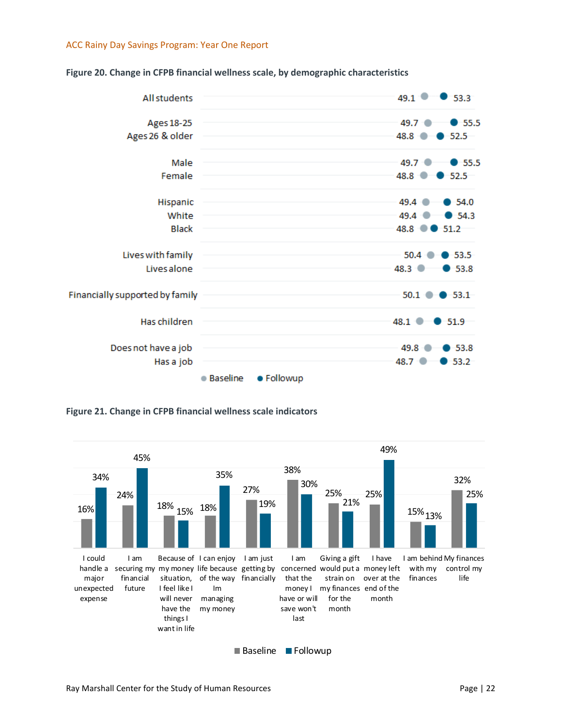**Figure 20. Change in CFPB financial wellness scale, by demographic characteristics**

| Group | Baseline | Followup |
|---|---|---|
| All students | 49.1 | 53.3 |
| Ages 18-25 | 49.7 | 55.5 |
| Ages 26 & older | 48.8 | 52.5 |
| Male | 49.7 | 55.5 |
| Female | 48.8 | 52.5 |
| Hispanic | 49.4 | 54.0 |
| White | 49.4 | 54.3 |
| Black | 48.8 | 51.2 |
| Lives with family | 50.4 | 53.5 |
| Lives alone | 48.3 | 53.8 |
| Financially supported by family | 50.1 | 53.1 |
| Has children | 48.1 | 51.9 |
| Does not have a job | 49.8 | 53.8 |
| Has a job | 48.7 | 53.2 |

**Figure 21. Change in CFPB financial wellness scale indicators**

| Indicator | Baseline | Followup |
|---|---|---|
| I could handle a major unexpected expense | 16% | 34% |
| I am securing my financial future | 24% | 45% |
| Because of my money situation, I feel like I will never have the things I want in life | 18% | 15% |
| I can enjoy life because of the way Im managing my money | 18% | 35% |
| I am just getting by financially | 27% | 19% |
| I am concerned that the money I have or will save won't last | 38% | 30% |
| Giving a gift would put a strain on my finances for the month | 25% | 21% |
| I have money left over at the end of the month | 25% | 49% |
| I am behind with my finances | 15% | 13% |
| My finances control my life | 32% | 25% |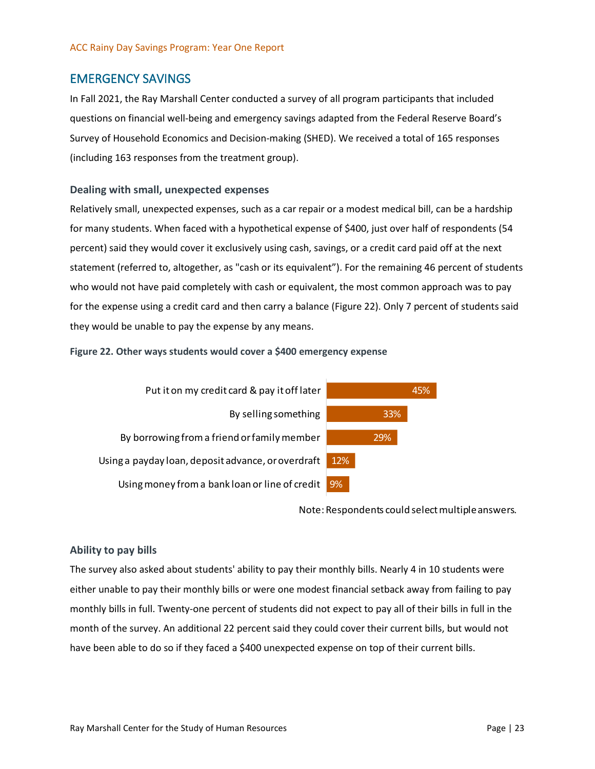## EMERGENCY SAVINGS

In Fall 2021, the Ray Marshall Center conducted a survey of all program participants that included questions on financial well-being and emergency savings adapted from the Federal Reserve Board's Survey of Household Economics and Decision-making (SHED). We received a total of 165 responses (including 163 responses from the treatment group).

### Dealing with small, unexpected expenses

Relatively small, unexpected expenses, such as a car repair or a modest medical bill, can be a hardship for many students. When faced with a hypothetical expense of $400, just over half of respondents (54 percent) said they would cover it exclusively using cash, savings, or a credit card paid off at the next statement (referred to, altogether, as "cash or its equivalent"). For the remaining 46 percent of students who would not have paid completely with cash or equivalent, the most common approach was to pay for the expense using a credit card and then carry a balance (Figure 22). Only 7 percent of students said they would be unable to pay the expense by any means.

**Figure 22. Other ways students would cover a $400 emergency expense**

| Method | Percent |
|---|---|
| Put it on my credit card & pay it off later | 45% |
| By selling something | 33% |
| By borrowing from a friend or family member | 29% |
| Using a payday loan, deposit advance, or overdraft | 12% |
| Using money from a bank loan or line of credit | 9% |

Note: Respondents could select multiple answers.

### Ability to pay bills

The survey also asked about students' ability to pay their monthly bills. Nearly 4 in 10 students were either unable to pay their monthly bills or were one modest financial setback away from failing to pay monthly bills in full. Twenty-one percent of students did not expect to pay all of their bills in full in the month of the survey. An additional 22 percent said they could cover their current bills, but would not have been able to do so if they faced a $400 unexpected expense on top of their current bills.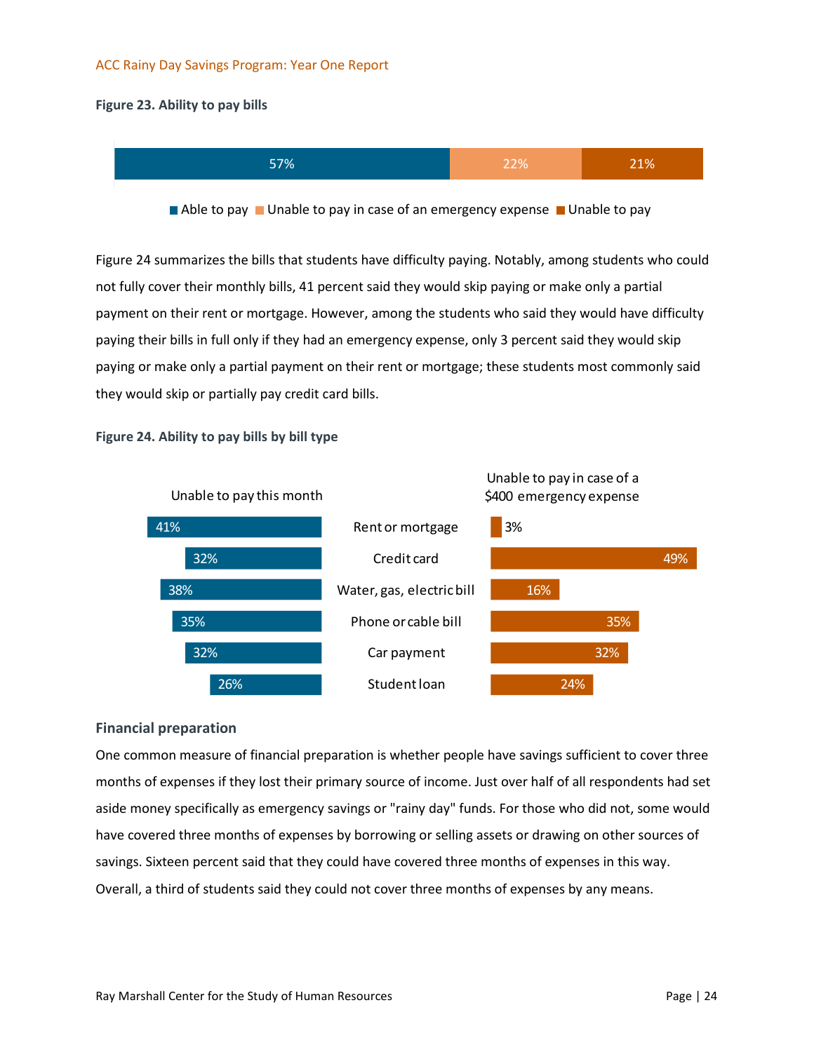**Figure 23. Ability to pay bills**

| Able to pay | Unable to pay in case of an emergency expense | Unable to pay |
|---|---|---|
| 57% | 22% | 21% |

Figure 24 summarizes the bills that students have difficulty paying. Notably, among students who could not fully cover their monthly bills, 41 percent said they would skip paying or make only a partial payment on their rent or mortgage. However, among the students who said they would have difficulty paying their bills in full only if they had an emergency expense, only 3 percent said they would skip paying or make only a partial payment on their rent or mortgage; these students most commonly said they would skip or partially pay credit card bills.

**Figure 24. Ability to pay bills by bill type**

| Unable to pay this month | Bill type | Unable to pay in case of a $400 emergency expense |
|---|---|---|
| 41% | Rent or mortgage | 3% |
| 32% | Credit card | 49% |
| 38% | Water, gas, electric bill | 16% |
| 35% | Phone or cable bill | 35% |
| 32% | Car payment | 32% |
| 26% | Student loan | 24% |

### Financial preparation

One common measure of financial preparation is whether people have savings sufficient to cover three months of expenses if they lost their primary source of income. Just over half of all respondents had set aside money specifically as emergency savings or "rainy day" funds. For those who did not, some would have covered three months of expenses by borrowing or selling assets or drawing on other sources of savings. Sixteen percent said that they could have covered three months of expenses in this way. Overall, a third of students said they could not cover three months of expenses by any means.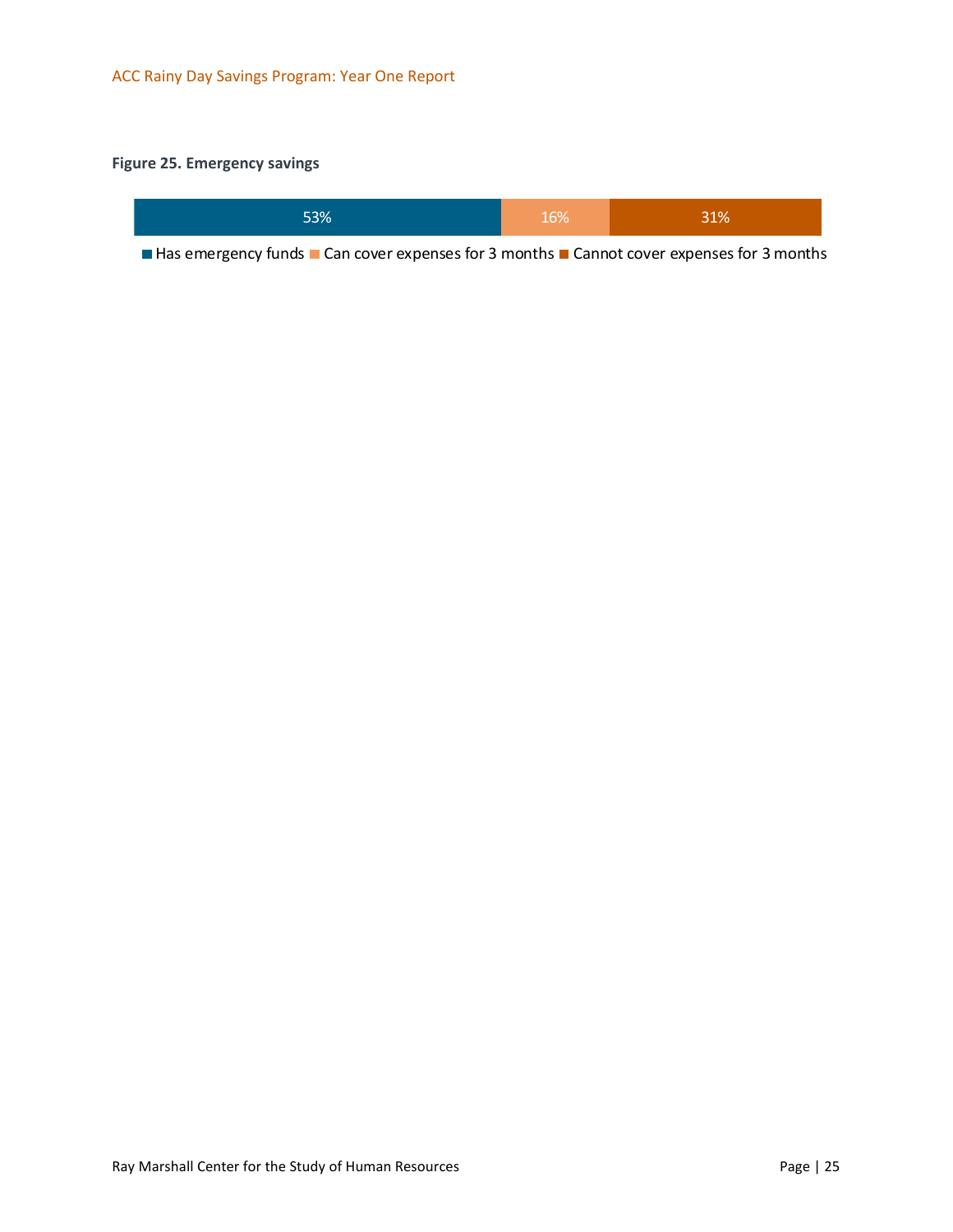**Figure 25. Emergency savings**

| Has emergency funds | Can cover expenses for 3 months | Cannot cover expenses for 3 months |
|---|---|---|
| 53% | 16% | 31% |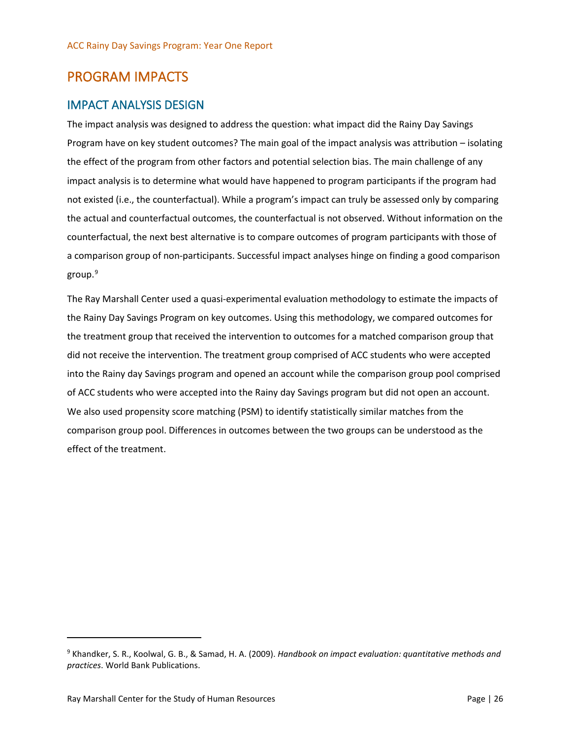# PROGRAM IMPACTS

## IMPACT ANALYSIS DESIGN

The impact analysis was designed to address the question: what impact did the Rainy Day Savings Program have on key student outcomes? The main goal of the impact analysis was attribution – isolating the effect of the program from other factors and potential selection bias. The main challenge of any impact analysis is to determine what would have happened to program participants if the program had not existed (i.e., the counterfactual). While a program's impact can truly be assessed only by comparing the actual and counterfactual outcomes, the counterfactual is not observed. Without information on the counterfactual, the next best alternative is to compare outcomes of program participants with those of a comparison group of non-participants. Successful impact analyses hinge on finding a good comparison group.[9]

The Ray Marshall Center used a quasi-experimental evaluation methodology to estimate the impacts of the Rainy Day Savings Program on key outcomes. Using this methodology, we compared outcomes for the treatment group that received the intervention to outcomes for a matched comparison group that did not receive the intervention. The treatment group comprised of ACC students who were accepted into the Rainy day Savings program and opened an account while the comparison group pool comprised of ACC students who were accepted into the Rainy day Savings program but did not open an account. We also used propensity score matching (PSM) to identify statistically similar matches from the comparison group pool. Differences in outcomes between the two groups can be understood as the effect of the treatment.

---

[9] Khandker, S. R., Koolwal, G. B., & Samad, H. A. (2009). *Handbook on impact evaluation: quantitative methods and practices*. World Bank Publications.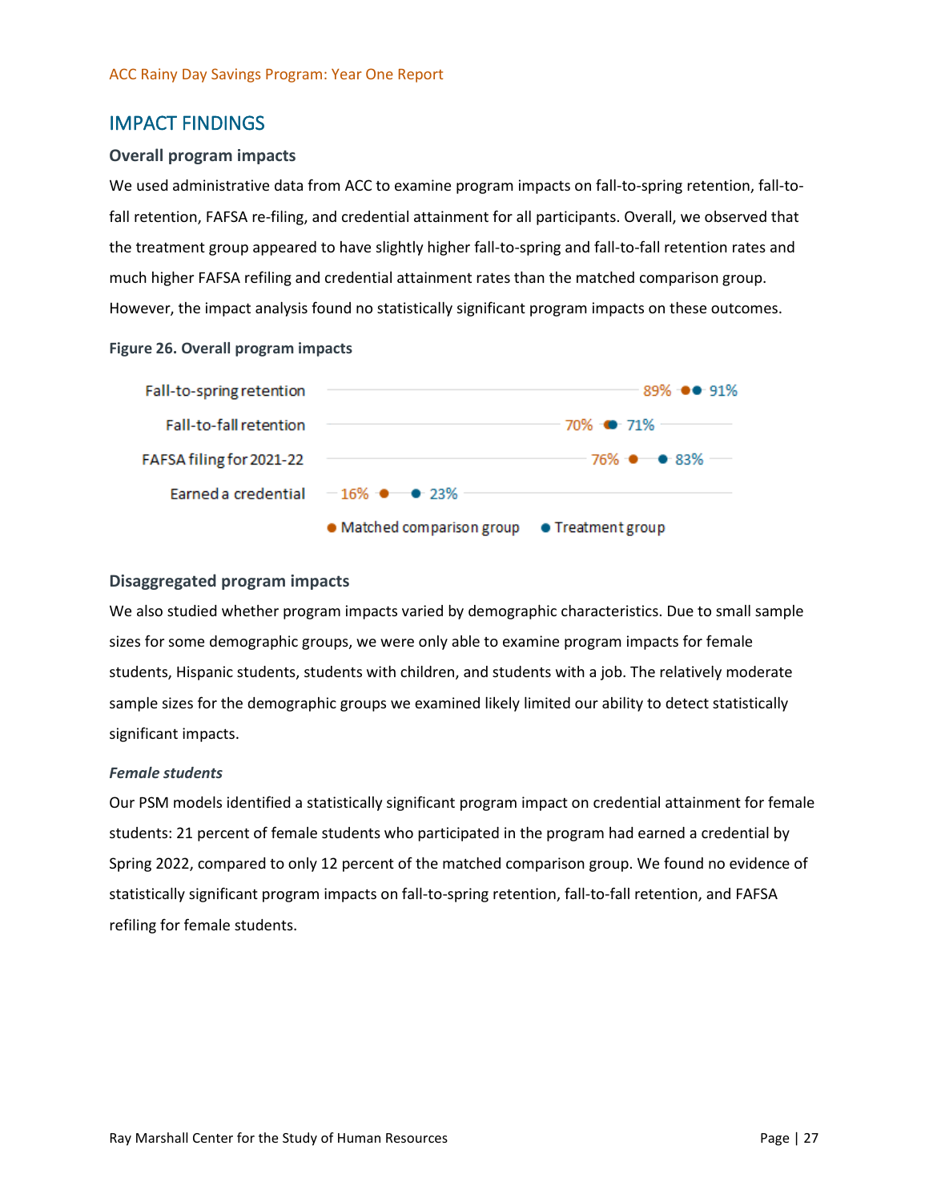## IMPACT FINDINGS

### Overall program impacts

We used administrative data from ACC to examine program impacts on fall-to-spring retention, fall-to-fall retention, FAFSA re-filing, and credential attainment for all participants. Overall, we observed that the treatment group appeared to have slightly higher fall-to-spring and fall-to-fall retention rates and much higher FAFSA refiling and credential attainment rates than the matched comparison group. However, the impact analysis found no statistically significant program impacts on these outcomes.

**Figure 26. Overall program impacts**

| | Matched comparison group | Treatment group |
|---|---|---|
| Fall-to-spring retention | 89% | 91% |
| Fall-to-fall retention | 70% | 71% |
| FAFSA filing for 2021-22 | 76% | 83% |
| Earned a credential | 16% | 23% |

### Disaggregated program impacts

We also studied whether program impacts varied by demographic characteristics. Due to small sample sizes for some demographic groups, we were only able to examine program impacts for female students, Hispanic students, students with children, and students with a job. The relatively moderate sample sizes for the demographic groups we examined likely limited our ability to detect statistically significant impacts.

#### *Female students*

Our PSM models identified a statistically significant program impact on credential attainment for female students: 21 percent of female students who participated in the program had earned a credential by Spring 2022, compared to only 12 percent of the matched comparison group. We found no evidence of statistically significant program impacts on fall-to-spring retention, fall-to-fall retention, and FAFSA refiling for female students.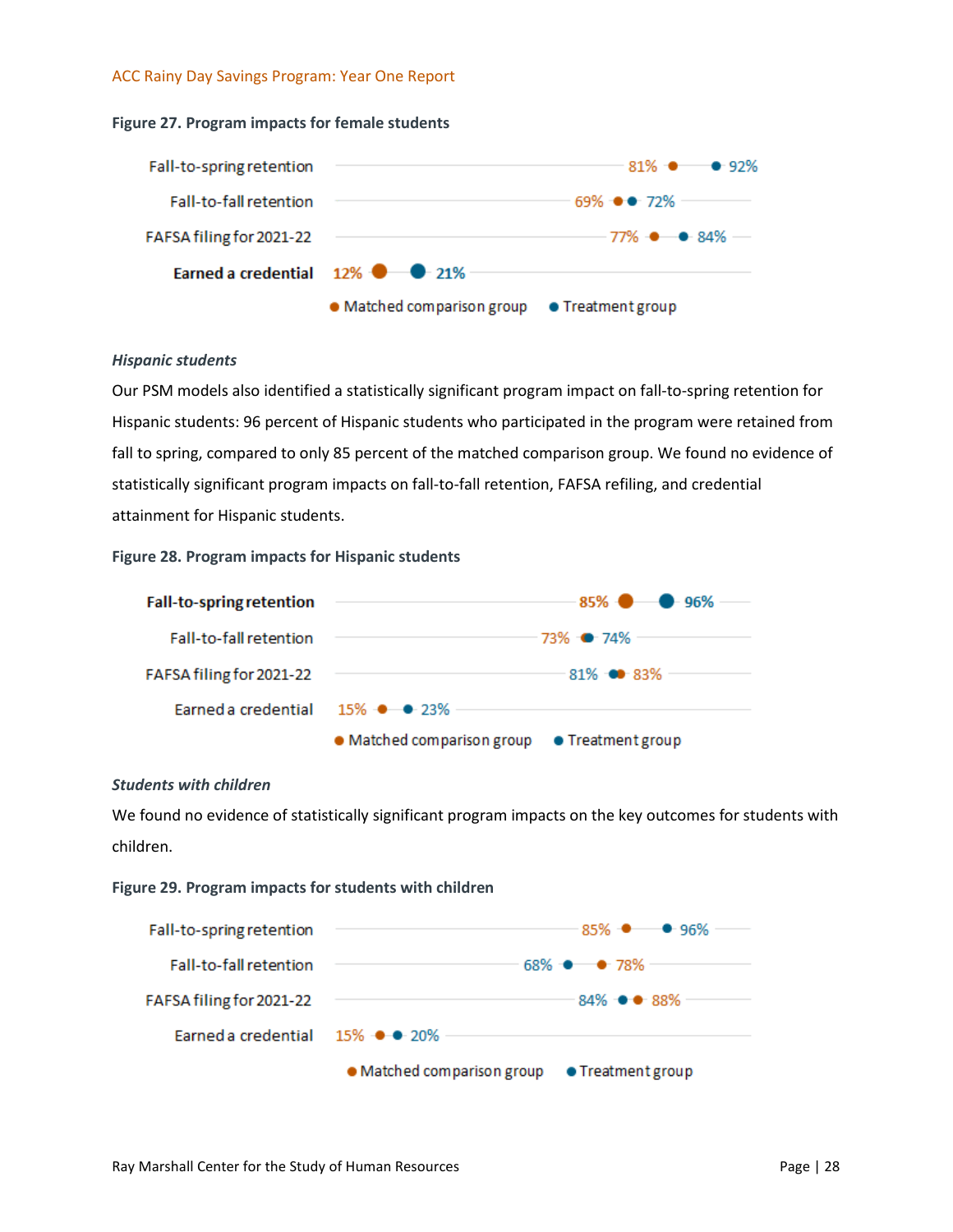**Figure 27. Program impacts for female students**

| Outcome | Matched comparison group | Treatment group |
|---|---|---|
| Fall-to-spring retention | 81% | 92% |
| Fall-to-fall retention | 69% | 72% |
| FAFSA filing for 2021-22 | 77% | 84% |
| **Earned a credential** | **12%** | **21%** |

*Hispanic students*

Our PSM models also identified a statistically significant program impact on fall-to-spring retention for Hispanic students: 96 percent of Hispanic students who participated in the program were retained from fall to spring, compared to only 85 percent of the matched comparison group. We found no evidence of statistically significant program impacts on fall-to-fall retention, FAFSA refiling, and credential attainment for Hispanic students.

**Figure 28. Program impacts for Hispanic students**

| Outcome | Matched comparison group | Treatment group |
|---|---|---|
| **Fall-to-spring retention** | **85%** | **96%** |
| Fall-to-fall retention | 73% | 74% |
| FAFSA filing for 2021-22 | 83% | 81% |
| Earned a credential | 15% | 23% |

*Students with children*

We found no evidence of statistically significant program impacts on the key outcomes for students with children.

**Figure 29. Program impacts for students with children**

| Outcome | Matched comparison group | Treatment group |
|---|---|---|
| Fall-to-spring retention | 85% | 96% |
| Fall-to-fall retention | 78% | 68% |
| FAFSA filing for 2021-22 | 88% | 84% |
| Earned a credential | 15% | 20% |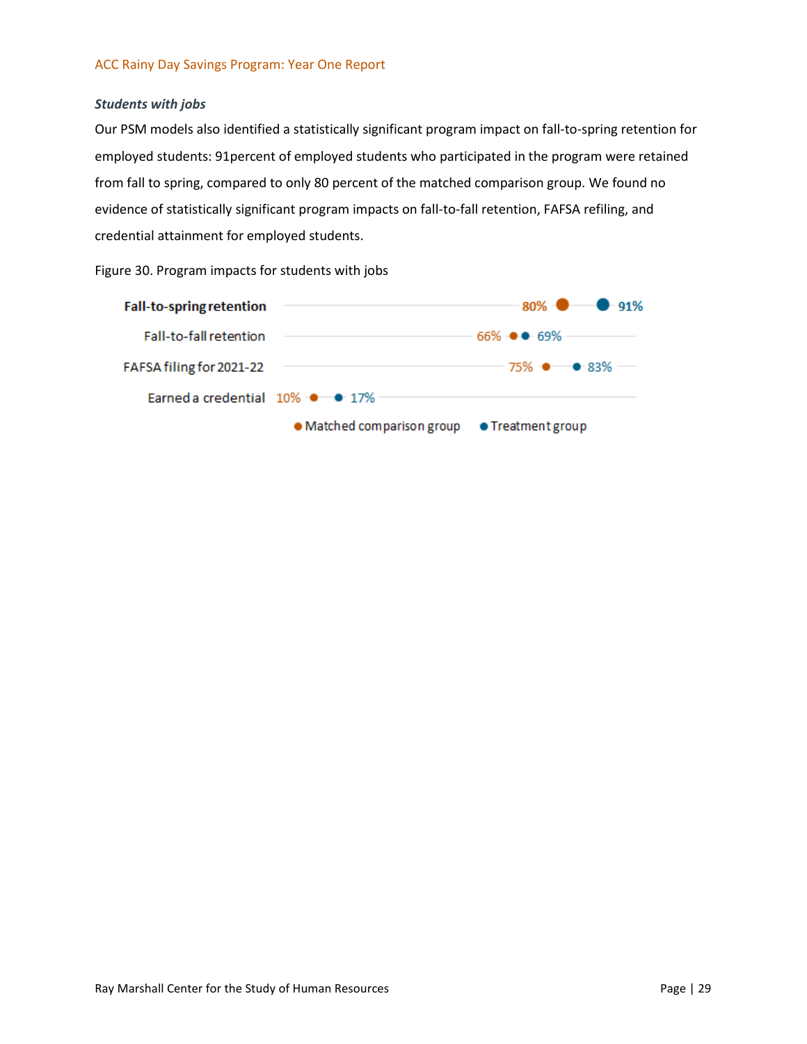### *Students with jobs*

Our PSM models also identified a statistically significant program impact on fall-to-spring retention for employed students: 91percent of employed students who participated in the program were retained from fall to spring, compared to only 80 percent of the matched comparison group. We found no evidence of statistically significant program impacts on fall-to-fall retention, FAFSA refiling, and credential attainment for employed students.

Figure 30. Program impacts for students with jobs

| | Matched comparison group | Treatment group |
|---|---|---|
| **Fall-to-spring retention** | 80% | 91% |
| Fall-to-fall retention | 66% | 69% |
| FAFSA filing for 2021-22 | 75% | 83% |
| Earned a credential | 10% | 17% |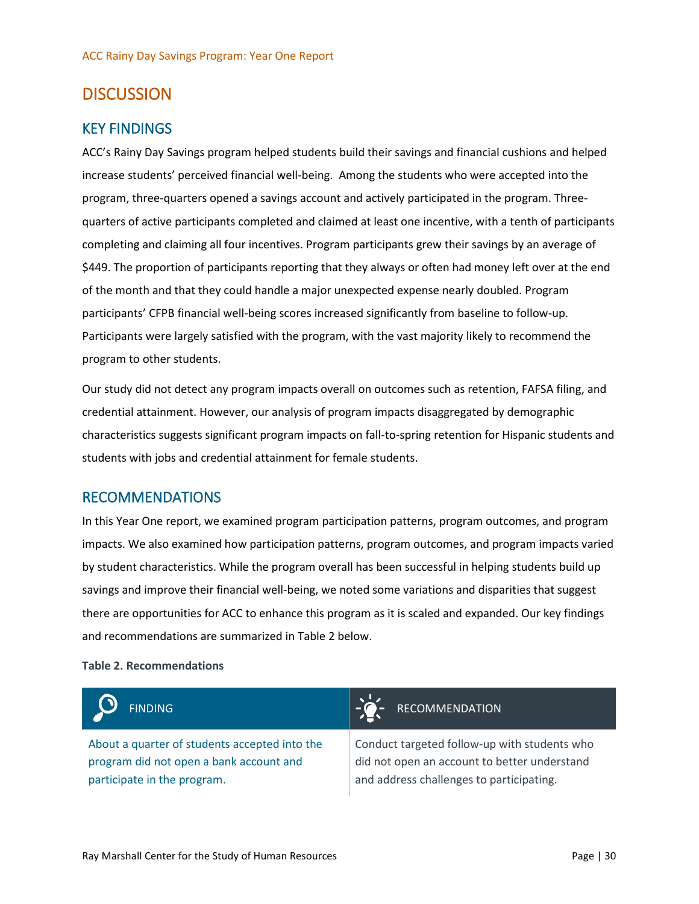# DISCUSSION

## KEY FINDINGS

ACC's Rainy Day Savings program helped students build their savings and financial cushions and helped increase students' perceived financial well-being. Among the students who were accepted into the program, three-quarters opened a savings account and actively participated in the program. Three-quarters of active participants completed and claimed at least one incentive, with a tenth of participants completing and claiming all four incentives. Program participants grew their savings by an average of $449. The proportion of participants reporting that they always or often had money left over at the end of the month and that they could handle a major unexpected expense nearly doubled. Program participants' CFPB financial well-being scores increased significantly from baseline to follow-up. Participants were largely satisfied with the program, with the vast majority likely to recommend the program to other students.

Our study did not detect any program impacts overall on outcomes such as retention, FAFSA filing, and credential attainment. However, our analysis of program impacts disaggregated by demographic characteristics suggests significant program impacts on fall-to-spring retention for Hispanic students and students with jobs and credential attainment for female students.

## RECOMMENDATIONS

In this Year One report, we examined program participation patterns, program outcomes, and program impacts. We also examined how participation patterns, program outcomes, and program impacts varied by student characteristics. While the program overall has been successful in helping students build up savings and improve their financial well-being, we noted some variations and disparities that suggest there are opportunities for ACC to enhance this program as it is scaled and expanded. Our key findings and recommendations are summarized in Table 2 below.

**Table 2. Recommendations**

| FINDING | RECOMMENDATION |
|---|---|
| About a quarter of students accepted into the program did not open a bank account and participate in the program. | Conduct targeted follow-up with students who did not open an account to better understand and address challenges to participating. |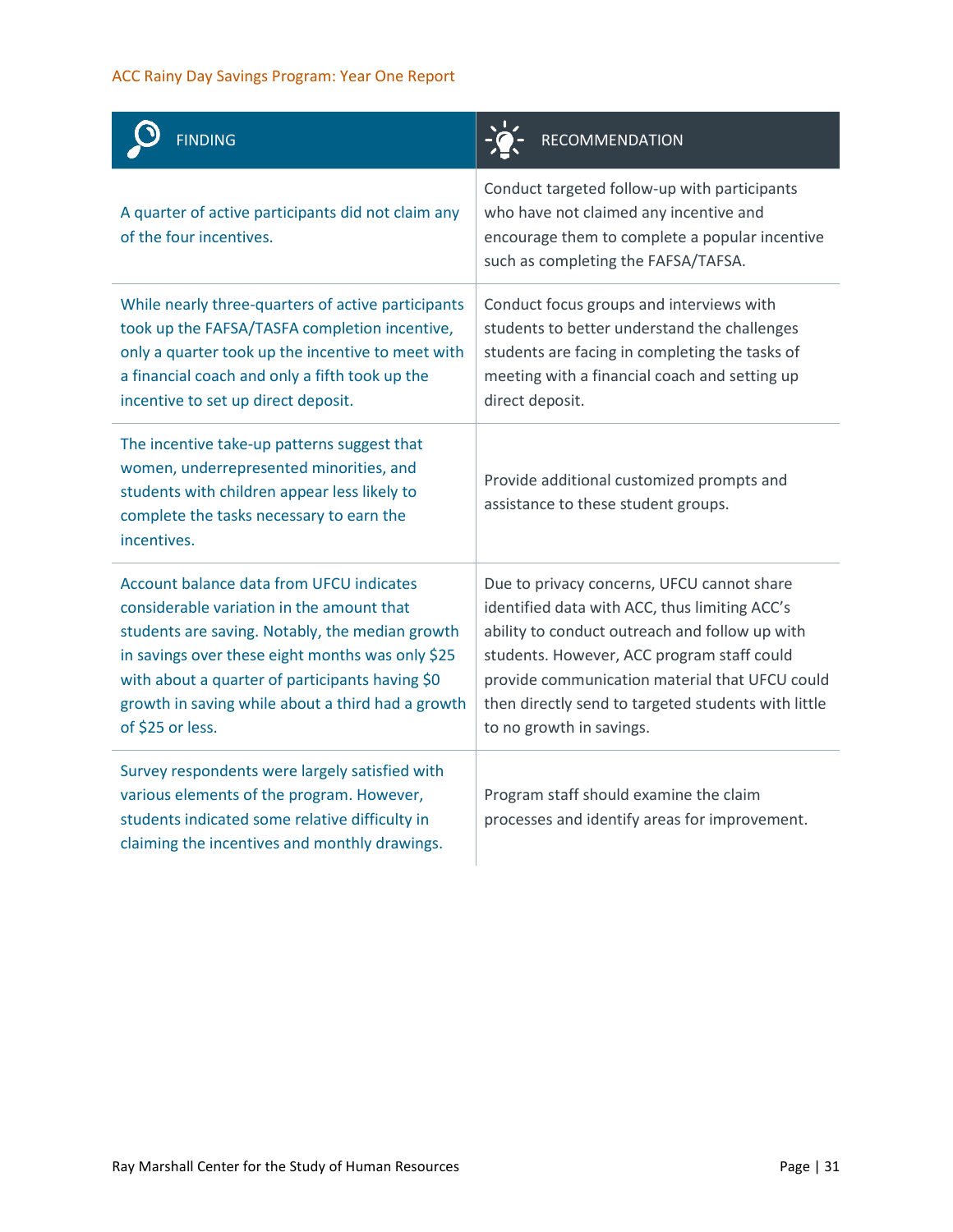| FINDING | RECOMMENDATION |
|---|---|
| A quarter of active participants did not claim any of the four incentives. | Conduct targeted follow-up with participants who have not claimed any incentive and encourage them to complete a popular incentive such as completing the FAFSA/TAFSA. |
| While nearly three-quarters of active participants took up the FAFSA/TASFA completion incentive, only a quarter took up the incentive to meet with a financial coach and only a fifth took up the incentive to set up direct deposit. | Conduct focus groups and interviews with students to better understand the challenges students are facing in completing the tasks of meeting with a financial coach and setting up direct deposit. |
| The incentive take-up patterns suggest that women, underrepresented minorities, and students with children appear less likely to complete the tasks necessary to earn the incentives. | Provide additional customized prompts and assistance to these student groups. |
| Account balance data from UFCU indicates considerable variation in the amount that students are saving. Notably, the median growth in savings over these eight months was only $25 with about a quarter of participants having $0 growth in saving while about a third had a growth of $25 or less. | Due to privacy concerns, UFCU cannot share identified data with ACC, thus limiting ACC's ability to conduct outreach and follow up with students. However, ACC program staff could provide communication material that UFCU could then directly send to targeted students with little to no growth in savings. |
| Survey respondents were largely satisfied with various elements of the program. However, students indicated some relative difficulty in claiming the incentives and monthly drawings. | Program staff should examine the claim processes and identify areas for improvement. |